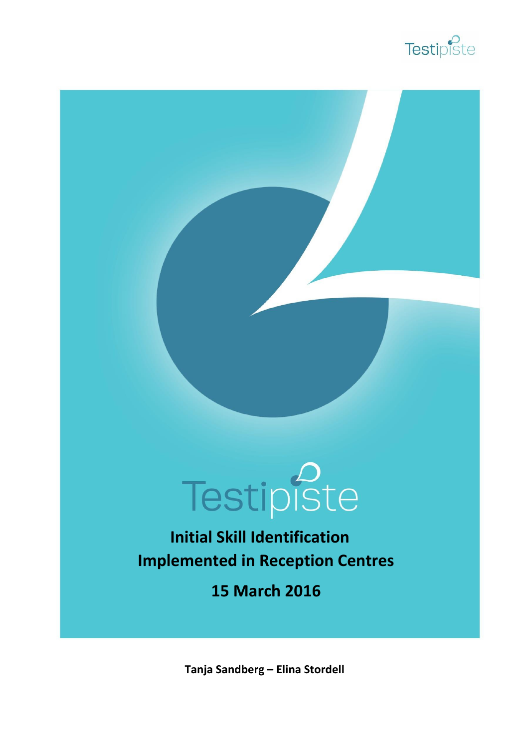Testipiste

Testipiste

# Initial Skill Identification Implemented in Reception Centres

## 15 March 2016

**Tanja Sandberg – Elina Stordell**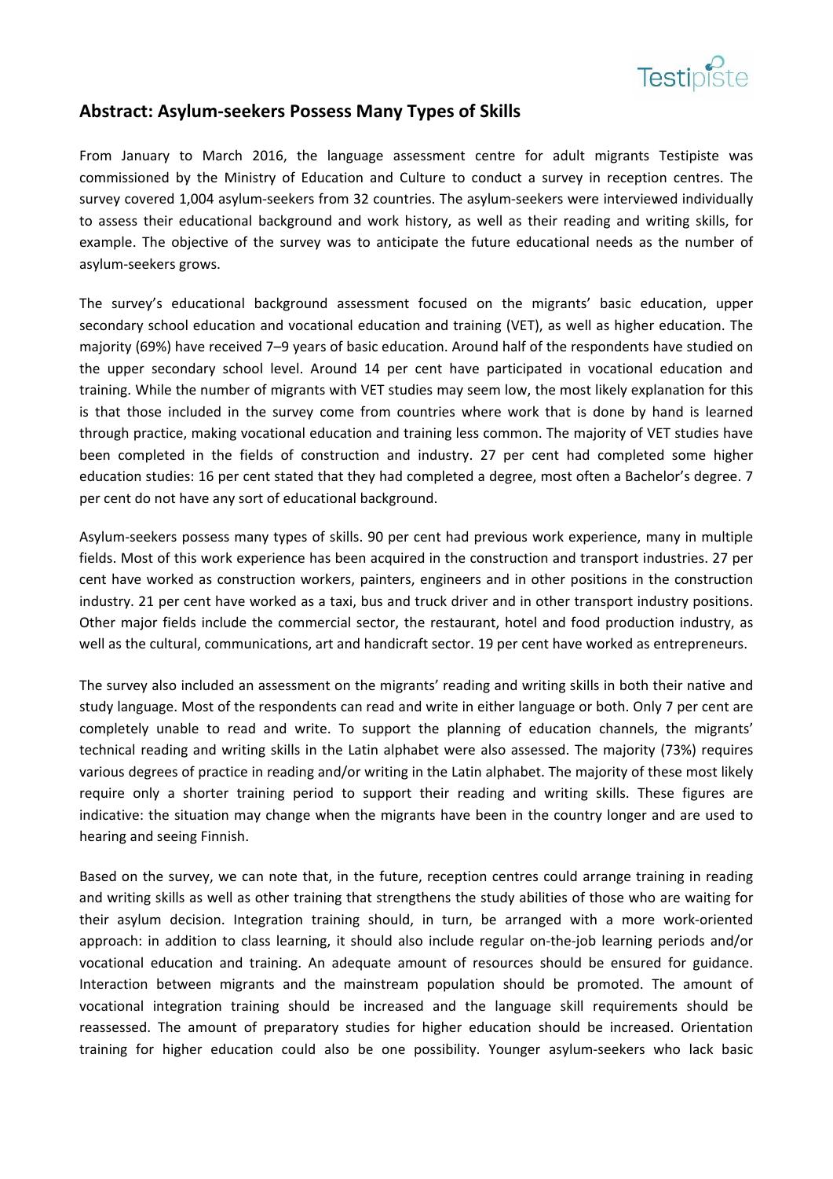## Abstract: Asylum-seekers Possess Many Types of Skills

From January to March 2016, the language assessment centre for adult migrants Testipiste was commissioned by the Ministry of Education and Culture to conduct a survey in reception centres. The survey covered 1,004 asylum-seekers from 32 countries. The asylum-seekers were interviewed individually to assess their educational background and work history, as well as their reading and writing skills, for example. The objective of the survey was to anticipate the future educational needs as the number of asylum-seekers grows.

The survey's educational background assessment focused on the migrants' basic education, upper secondary school education and vocational education and training (VET), as well as higher education. The majority (69%) have received 7–9 years of basic education. Around half of the respondents have studied on the upper secondary school level. Around 14 per cent have participated in vocational education and training. While the number of migrants with VET studies may seem low, the most likely explanation for this is that those included in the survey come from countries where work that is done by hand is learned through practice, making vocational education and training less common. The majority of VET studies have been completed in the fields of construction and industry. 27 per cent had completed some higher education studies: 16 per cent stated that they had completed a degree, most often a Bachelor's degree. 7 per cent do not have any sort of educational background.

Asylum-seekers possess many types of skills. 90 per cent had previous work experience, many in multiple fields. Most of this work experience has been acquired in the construction and transport industries. 27 per cent have worked as construction workers, painters, engineers and in other positions in the construction industry. 21 per cent have worked as a taxi, bus and truck driver and in other transport industry positions. Other major fields include the commercial sector, the restaurant, hotel and food production industry, as well as the cultural, communications, art and handicraft sector. 19 per cent have worked as entrepreneurs.

The survey also included an assessment on the migrants' reading and writing skills in both their native and study language. Most of the respondents can read and write in either language or both. Only 7 per cent are completely unable to read and write. To support the planning of education channels, the migrants' technical reading and writing skills in the Latin alphabet were also assessed. The majority (73%) requires various degrees of practice in reading and/or writing in the Latin alphabet. The majority of these most likely require only a shorter training period to support their reading and writing skills. These figures are indicative: the situation may change when the migrants have been in the country longer and are used to hearing and seeing Finnish.

Based on the survey, we can note that, in the future, reception centres could arrange training in reading and writing skills as well as other training that strengthens the study abilities of those who are waiting for their asylum decision. Integration training should, in turn, be arranged with a more work-oriented approach: in addition to class learning, it should also include regular on-the-job learning periods and/or vocational education and training. An adequate amount of resources should be ensured for guidance. Interaction between migrants and the mainstream population should be promoted. The amount of vocational integration training should be increased and the language skill requirements should be reassessed. The amount of preparatory studies for higher education should be increased. Orientation training for higher education could also be one possibility. Younger asylum-seekers who lack basic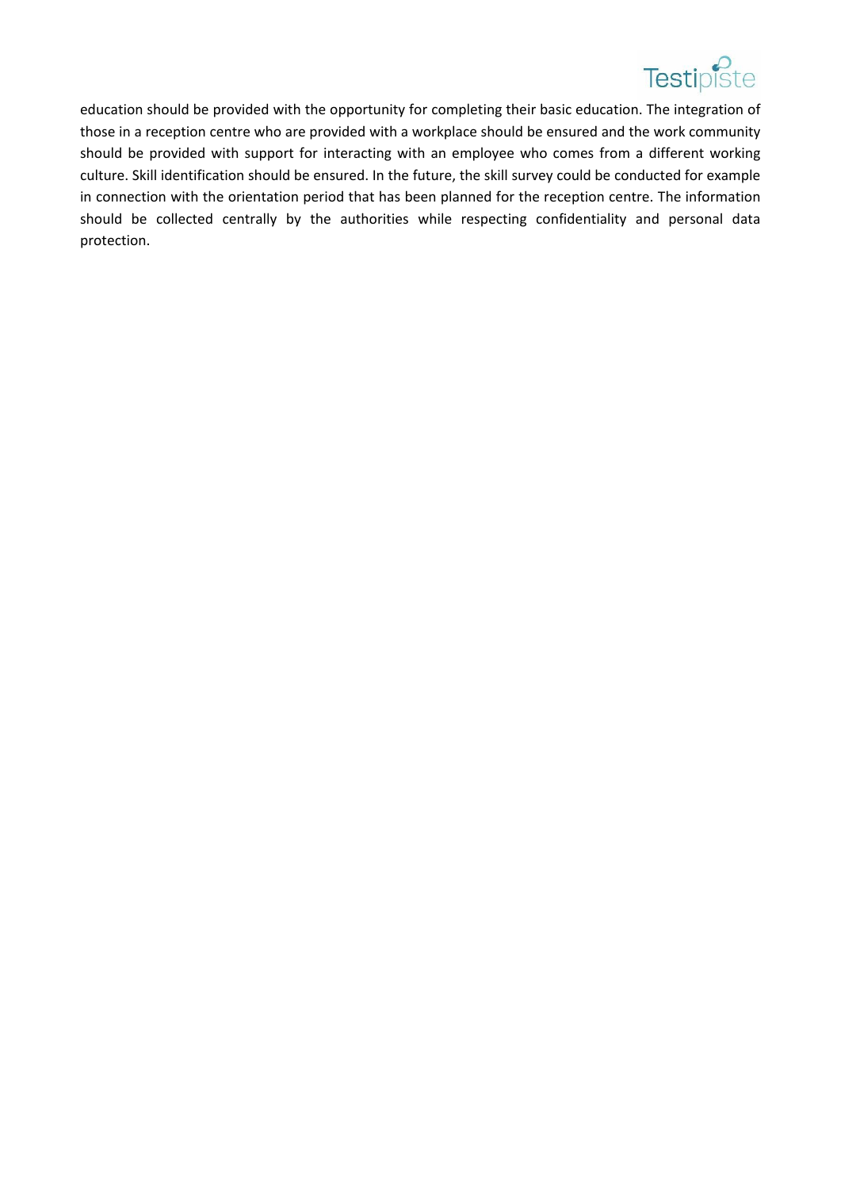education should be provided with the opportunity for completing their basic education. The integration of those in a reception centre who are provided with a workplace should be ensured and the work community should be provided with support for interacting with an employee who comes from a different working culture. Skill identification should be ensured. In the future, the skill survey could be conducted for example in connection with the orientation period that has been planned for the reception centre. The information should be collected centrally by the authorities while respecting confidentiality and personal data protection.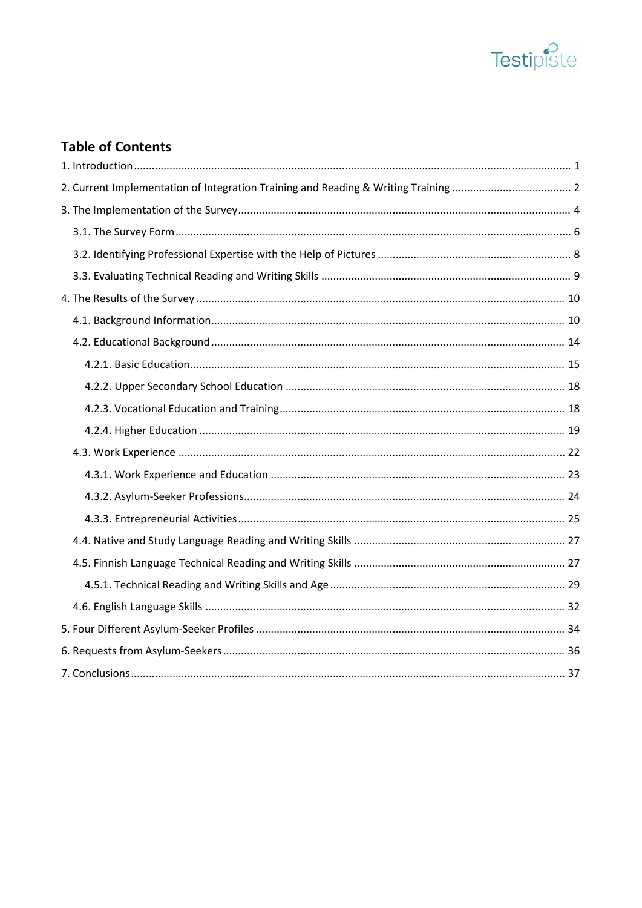# Table of Contents

1. Introduction ..... 1

2. Current Implementation of Integration Training and Reading & Writing Training ..... 2

3. The Implementation of the Survey ..... 4

   3.1. The Survey Form ..... 6

   3.2. Identifying Professional Expertise with the Help of Pictures ..... 8

   3.3. Evaluating Technical Reading and Writing Skills ..... 9

4. The Results of the Survey ..... 10

   4.1. Background Information ..... 10

   4.2. Educational Background ..... 14

      4.2.1. Basic Education ..... 15

      4.2.2. Upper Secondary School Education ..... 18

      4.2.3. Vocational Education and Training ..... 18

      4.2.4. Higher Education ..... 19

   4.3. Work Experience ..... 22

      4.3.1. Work Experience and Education ..... 23

      4.3.2. Asylum-Seeker Professions ..... 24

      4.3.3. Entrepreneurial Activities ..... 25

   4.4. Native and Study Language Reading and Writing Skills ..... 27

   4.5. Finnish Language Technical Reading and Writing Skills ..... 27

      4.5.1. Technical Reading and Writing Skills and Age ..... 29

   4.6. English Language Skills ..... 32

5. Four Different Asylum-Seeker Profiles ..... 34

6. Requests from Asylum-Seekers ..... 36

7. Conclusions ..... 37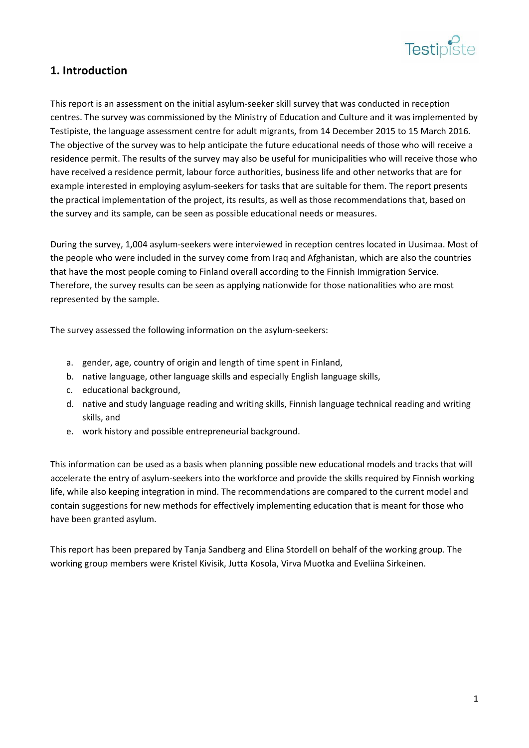## 1. Introduction

This report is an assessment on the initial asylum-seeker skill survey that was conducted in reception centres. The survey was commissioned by the Ministry of Education and Culture and it was implemented by Testipiste, the language assessment centre for adult migrants, from 14 December 2015 to 15 March 2016. The objective of the survey was to help anticipate the future educational needs of those who will receive a residence permit. The results of the survey may also be useful for municipalities who will receive those who have received a residence permit, labour force authorities, business life and other networks that are for example interested in employing asylum-seekers for tasks that are suitable for them. The report presents the practical implementation of the project, its results, as well as those recommendations that, based on the survey and its sample, can be seen as possible educational needs or measures.

During the survey, 1,004 asylum-seekers were interviewed in reception centres located in Uusimaa. Most of the people who were included in the survey come from Iraq and Afghanistan, which are also the countries that have the most people coming to Finland overall according to the Finnish Immigration Service. Therefore, the survey results can be seen as applying nationwide for those nationalities who are most represented by the sample.

The survey assessed the following information on the asylum-seekers:

a. gender, age, country of origin and length of time spent in Finland,
b. native language, other language skills and especially English language skills,
c. educational background,
d. native and study language reading and writing skills, Finnish language technical reading and writing skills, and
e. work history and possible entrepreneurial background.

This information can be used as a basis when planning possible new educational models and tracks that will accelerate the entry of asylum-seekers into the workforce and provide the skills required by Finnish working life, while also keeping integration in mind. The recommendations are compared to the current model and contain suggestions for new methods for effectively implementing education that is meant for those who have been granted asylum.

This report has been prepared by Tanja Sandberg and Elina Stordell on behalf of the working group. The working group members were Kristel Kivisik, Jutta Kosola, Virva Muotka and Eveliina Sirkeinen.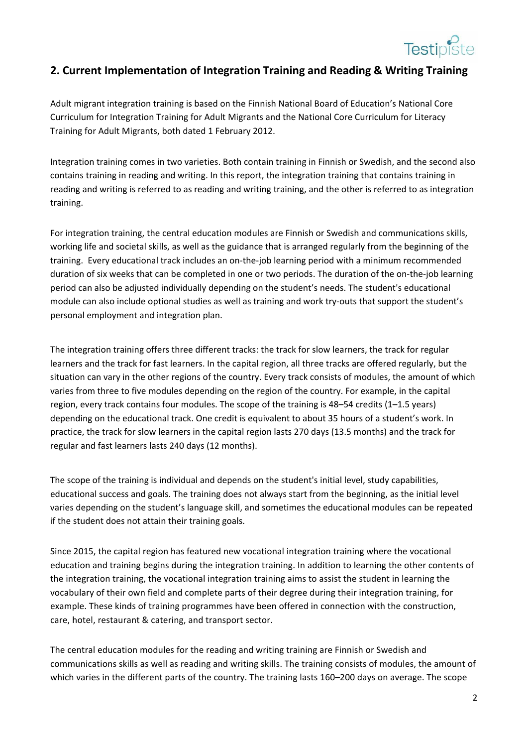## 2. Current Implementation of Integration Training and Reading & Writing Training

Adult migrant integration training is based on the Finnish National Board of Education's National Core Curriculum for Integration Training for Adult Migrants and the National Core Curriculum for Literacy Training for Adult Migrants, both dated 1 February 2012.

Integration training comes in two varieties. Both contain training in Finnish or Swedish, and the second also contains training in reading and writing. In this report, the integration training that contains training in reading and writing is referred to as reading and writing training, and the other is referred to as integration training.

For integration training, the central education modules are Finnish or Swedish and communications skills, working life and societal skills, as well as the guidance that is arranged regularly from the beginning of the training. Every educational track includes an on-the-job learning period with a minimum recommended duration of six weeks that can be completed in one or two periods. The duration of the on-the-job learning period can also be adjusted individually depending on the student's needs. The student's educational module can also include optional studies as well as training and work try-outs that support the student's personal employment and integration plan.

The integration training offers three different tracks: the track for slow learners, the track for regular learners and the track for fast learners. In the capital region, all three tracks are offered regularly, but the situation can vary in the other regions of the country. Every track consists of modules, the amount of which varies from three to five modules depending on the region of the country. For example, in the capital region, every track contains four modules. The scope of the training is 48–54 credits (1–1.5 years) depending on the educational track. One credit is equivalent to about 35 hours of a student's work. In practice, the track for slow learners in the capital region lasts 270 days (13.5 months) and the track for regular and fast learners lasts 240 days (12 months).

The scope of the training is individual and depends on the student's initial level, study capabilities, educational success and goals. The training does not always start from the beginning, as the initial level varies depending on the student's language skill, and sometimes the educational modules can be repeated if the student does not attain their training goals.

Since 2015, the capital region has featured new vocational integration training where the vocational education and training begins during the integration training. In addition to learning the other contents of the integration training, the vocational integration training aims to assist the student in learning the vocabulary of their own field and complete parts of their degree during their integration training, for example. These kinds of training programmes have been offered in connection with the construction, care, hotel, restaurant & catering, and transport sector.

The central education modules for the reading and writing training are Finnish or Swedish and communications skills as well as reading and writing skills. The training consists of modules, the amount of which varies in the different parts of the country. The training lasts 160–200 days on average. The scope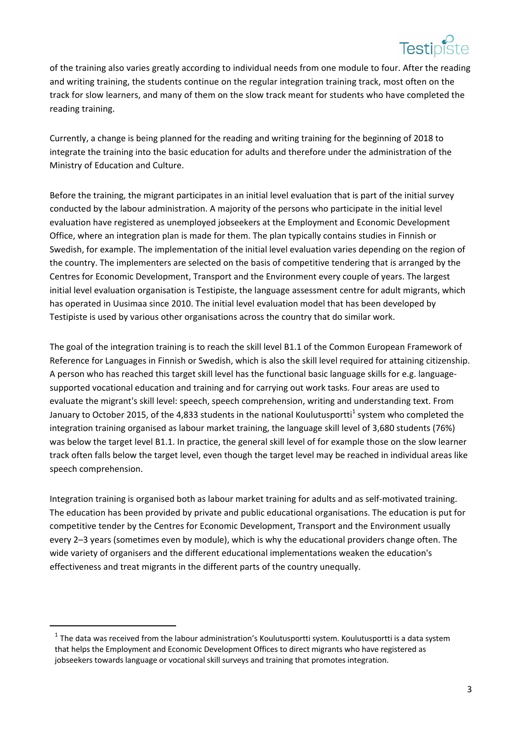of the training also varies greatly according to individual needs from one module to four. After the reading and writing training, the students continue on the regular integration training track, most often on the track for slow learners, and many of them on the slow track meant for students who have completed the reading training.

Currently, a change is being planned for the reading and writing training for the beginning of 2018 to integrate the training into the basic education for adults and therefore under the administration of the Ministry of Education and Culture.

Before the training, the migrant participates in an initial level evaluation that is part of the initial survey conducted by the labour administration. A majority of the persons who participate in the initial level evaluation have registered as unemployed jobseekers at the Employment and Economic Development Office, where an integration plan is made for them. The plan typically contains studies in Finnish or Swedish, for example. The implementation of the initial level evaluation varies depending on the region of the country. The implementers are selected on the basis of competitive tendering that is arranged by the Centres for Economic Development, Transport and the Environment every couple of years. The largest initial level evaluation organisation is Testipiste, the language assessment centre for adult migrants, which has operated in Uusimaa since 2010. The initial level evaluation model that has been developed by Testipiste is used by various other organisations across the country that do similar work.

The goal of the integration training is to reach the skill level B1.1 of the Common European Framework of Reference for Languages in Finnish or Swedish, which is also the skill level required for attaining citizenship. A person who has reached this target skill level has the functional basic language skills for e.g. language-supported vocational education and training and for carrying out work tasks. Four areas are used to evaluate the migrant's skill level: speech, speech comprehension, writing and understanding text. From January to October 2015, of the 4,833 students in the national Koulutusportti[1] system who completed the integration training organised as labour market training, the language skill level of 3,680 students (76%) was below the target level B1.1. In practice, the general skill level of for example those on the slow learner track often falls below the target level, even though the target level may be reached in individual areas like speech comprehension.

Integration training is organised both as labour market training for adults and as self-motivated training. The education has been provided by private and public educational organisations. The education is put for competitive tender by the Centres for Economic Development, Transport and the Environment usually every 2–3 years (sometimes even by module), which is why the educational providers change often. The wide variety of organisers and the different educational implementations weaken the education's effectiveness and treat migrants in the different parts of the country unequally.

[1] The data was received from the labour administration's Koulutusportti system. Koulutusportti is a data system that helps the Employment and Economic Development Offices to direct migrants who have registered as jobseekers towards language or vocational skill surveys and training that promotes integration.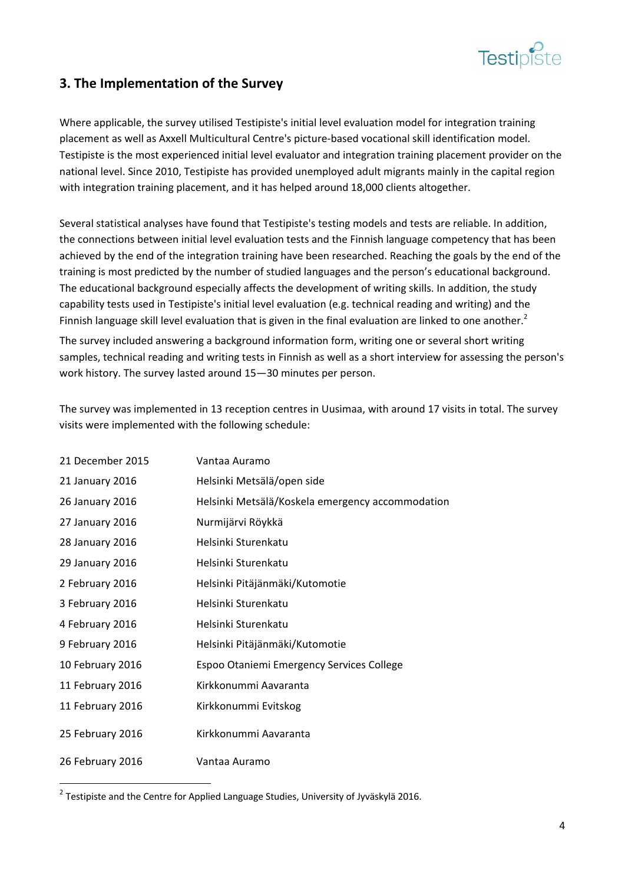## 3. The Implementation of the Survey

Where applicable, the survey utilised Testipiste's initial level evaluation model for integration training placement as well as Axxell Multicultural Centre's picture-based vocational skill identification model. Testipiste is the most experienced initial level evaluator and integration training placement provider on the national level. Since 2010, Testipiste has provided unemployed adult migrants mainly in the capital region with integration training placement, and it has helped around 18,000 clients altogether.

Several statistical analyses have found that Testipiste's testing models and tests are reliable. In addition, the connections between initial level evaluation tests and the Finnish language competency that has been achieved by the end of the integration training have been researched. Reaching the goals by the end of the training is most predicted by the number of studied languages and the person's educational background. The educational background especially affects the development of writing skills. In addition, the study capability tests used in Testipiste's initial level evaluation (e.g. technical reading and writing) and the Finnish language skill level evaluation that is given in the final evaluation are linked to one another.[2]

The survey included answering a background information form, writing one or several short writing samples, technical reading and writing tests in Finnish as well as a short interview for assessing the person's work history. The survey lasted around 15—30 minutes per person.

The survey was implemented in 13 reception centres in Uusimaa, with around 17 visits in total. The survey visits were implemented with the following schedule:

| | |
|---|---|
| 21 December 2015 | Vantaa Auramo |
| 21 January 2016 | Helsinki Metsälä/open side |
| 26 January 2016 | Helsinki Metsälä/Koskela emergency accommodation |
| 27 January 2016 | Nurmijärvi Röykkä |
| 28 January 2016 | Helsinki Sturenkatu |
| 29 January 2016 | Helsinki Sturenkatu |
| 2 February 2016 | Helsinki Pitäjänmäki/Kutomotie |
| 3 February 2016 | Helsinki Sturenkatu |
| 4 February 2016 | Helsinki Sturenkatu |
| 9 February 2016 | Helsinki Pitäjänmäki/Kutomotie |
| 10 February 2016 | Espoo Otaniemi Emergency Services College |
| 11 February 2016 | Kirkkonummi Aavaranta |
| 11 February 2016 | Kirkkonummi Evitskog |
| 25 February 2016 | Kirkkonummi Aavaranta |
| 26 February 2016 | Vantaa Auramo |

[2] Testipiste and the Centre for Applied Language Studies, University of Jyväskylä 2016.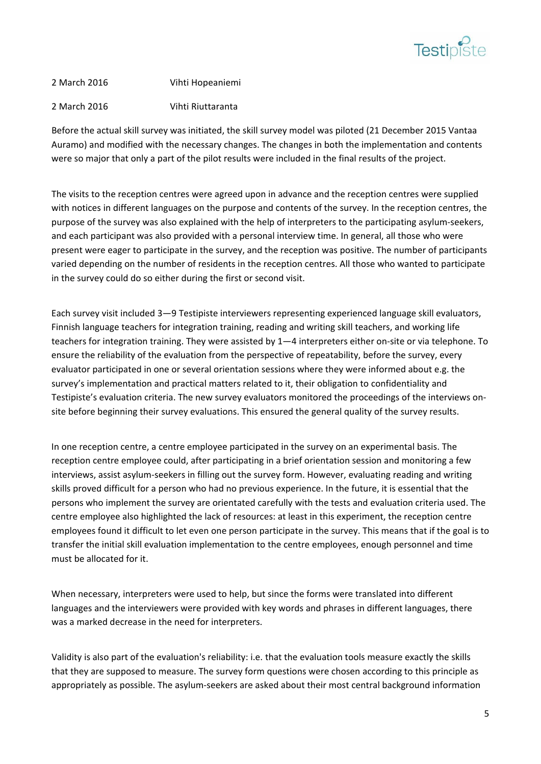| | |
|---|---|
| 2 March 2016 | Vihti Hopeaniemi |
| 2 March 2016 | Vihti Riuttaranta |

Before the actual skill survey was initiated, the skill survey model was piloted (21 December 2015 Vantaa Auramo) and modified with the necessary changes. The changes in both the implementation and contents were so major that only a part of the pilot results were included in the final results of the project.

The visits to the reception centres were agreed upon in advance and the reception centres were supplied with notices in different languages on the purpose and contents of the survey. In the reception centres, the purpose of the survey was also explained with the help of interpreters to the participating asylum-seekers, and each participant was also provided with a personal interview time. In general, all those who were present were eager to participate in the survey, and the reception was positive. The number of participants varied depending on the number of residents in the reception centres. All those who wanted to participate in the survey could do so either during the first or second visit.

Each survey visit included 3—9 Testipiste interviewers representing experienced language skill evaluators, Finnish language teachers for integration training, reading and writing skill teachers, and working life teachers for integration training. They were assisted by 1—4 interpreters either on-site or via telephone. To ensure the reliability of the evaluation from the perspective of repeatability, before the survey, every evaluator participated in one or several orientation sessions where they were informed about e.g. the survey's implementation and practical matters related to it, their obligation to confidentiality and Testipiste's evaluation criteria. The new survey evaluators monitored the proceedings of the interviews on-site before beginning their survey evaluations. This ensured the general quality of the survey results.

In one reception centre, a centre employee participated in the survey on an experimental basis. The reception centre employee could, after participating in a brief orientation session and monitoring a few interviews, assist asylum-seekers in filling out the survey form. However, evaluating reading and writing skills proved difficult for a person who had no previous experience. In the future, it is essential that the persons who implement the survey are orientated carefully with the tests and evaluation criteria used. The centre employee also highlighted the lack of resources: at least in this experiment, the reception centre employees found it difficult to let even one person participate in the survey. This means that if the goal is to transfer the initial skill evaluation implementation to the centre employees, enough personnel and time must be allocated for it.

When necessary, interpreters were used to help, but since the forms were translated into different languages and the interviewers were provided with key words and phrases in different languages, there was a marked decrease in the need for interpreters.

Validity is also part of the evaluation's reliability: i.e. that the evaluation tools measure exactly the skills that they are supposed to measure. The survey form questions were chosen according to this principle as appropriately as possible. The asylum-seekers are asked about their most central background information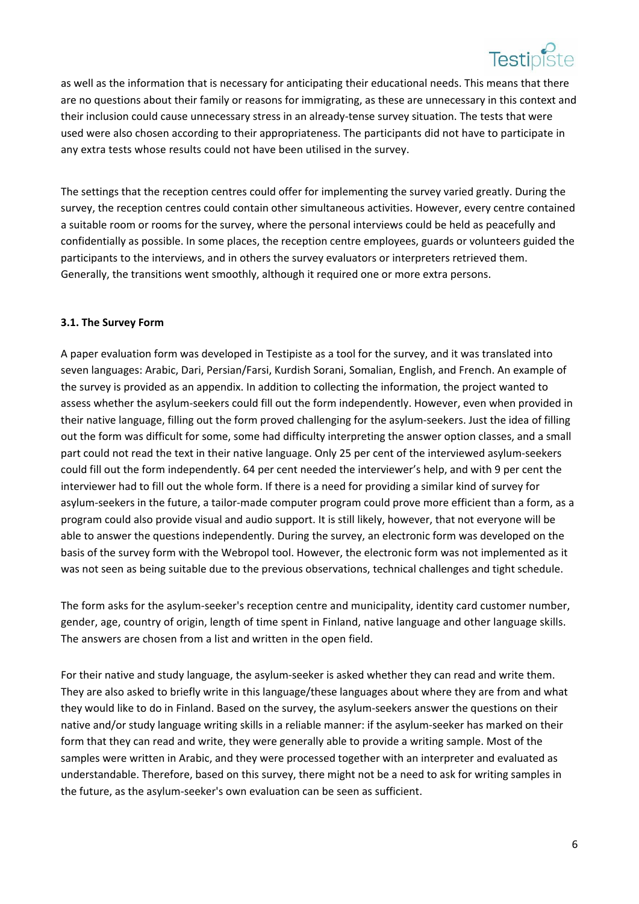as well as the information that is necessary for anticipating their educational needs. This means that there are no questions about their family or reasons for immigrating, as these are unnecessary in this context and their inclusion could cause unnecessary stress in an already-tense survey situation. The tests that were used were also chosen according to their appropriateness. The participants did not have to participate in any extra tests whose results could not have been utilised in the survey.

The settings that the reception centres could offer for implementing the survey varied greatly. During the survey, the reception centres could contain other simultaneous activities. However, every centre contained a suitable room or rooms for the survey, where the personal interviews could be held as peacefully and confidentially as possible. In some places, the reception centre employees, guards or volunteers guided the participants to the interviews, and in others the survey evaluators or interpreters retrieved them. Generally, the transitions went smoothly, although it required one or more extra persons.

### 3.1. The Survey Form

A paper evaluation form was developed in Testipiste as a tool for the survey, and it was translated into seven languages: Arabic, Dari, Persian/Farsi, Kurdish Sorani, Somalian, English, and French. An example of the survey is provided as an appendix. In addition to collecting the information, the project wanted to assess whether the asylum-seekers could fill out the form independently. However, even when provided in their native language, filling out the form proved challenging for the asylum-seekers. Just the idea of filling out the form was difficult for some, some had difficulty interpreting the answer option classes, and a small part could not read the text in their native language. Only 25 per cent of the interviewed asylum-seekers could fill out the form independently. 64 per cent needed the interviewer's help, and with 9 per cent the interviewer had to fill out the whole form. If there is a need for providing a similar kind of survey for asylum-seekers in the future, a tailor-made computer program could prove more efficient than a form, as a program could also provide visual and audio support. It is still likely, however, that not everyone will be able to answer the questions independently. During the survey, an electronic form was developed on the basis of the survey form with the Webropol tool. However, the electronic form was not implemented as it was not seen as being suitable due to the previous observations, technical challenges and tight schedule.

The form asks for the asylum-seeker's reception centre and municipality, identity card customer number, gender, age, country of origin, length of time spent in Finland, native language and other language skills. The answers are chosen from a list and written in the open field.

For their native and study language, the asylum-seeker is asked whether they can read and write them. They are also asked to briefly write in this language/these languages about where they are from and what they would like to do in Finland. Based on the survey, the asylum-seekers answer the questions on their native and/or study language writing skills in a reliable manner: if the asylum-seeker has marked on their form that they can read and write, they were generally able to provide a writing sample. Most of the samples were written in Arabic, and they were processed together with an interpreter and evaluated as understandable. Therefore, based on this survey, there might not be a need to ask for writing samples in the future, as the asylum-seeker's own evaluation can be seen as sufficient.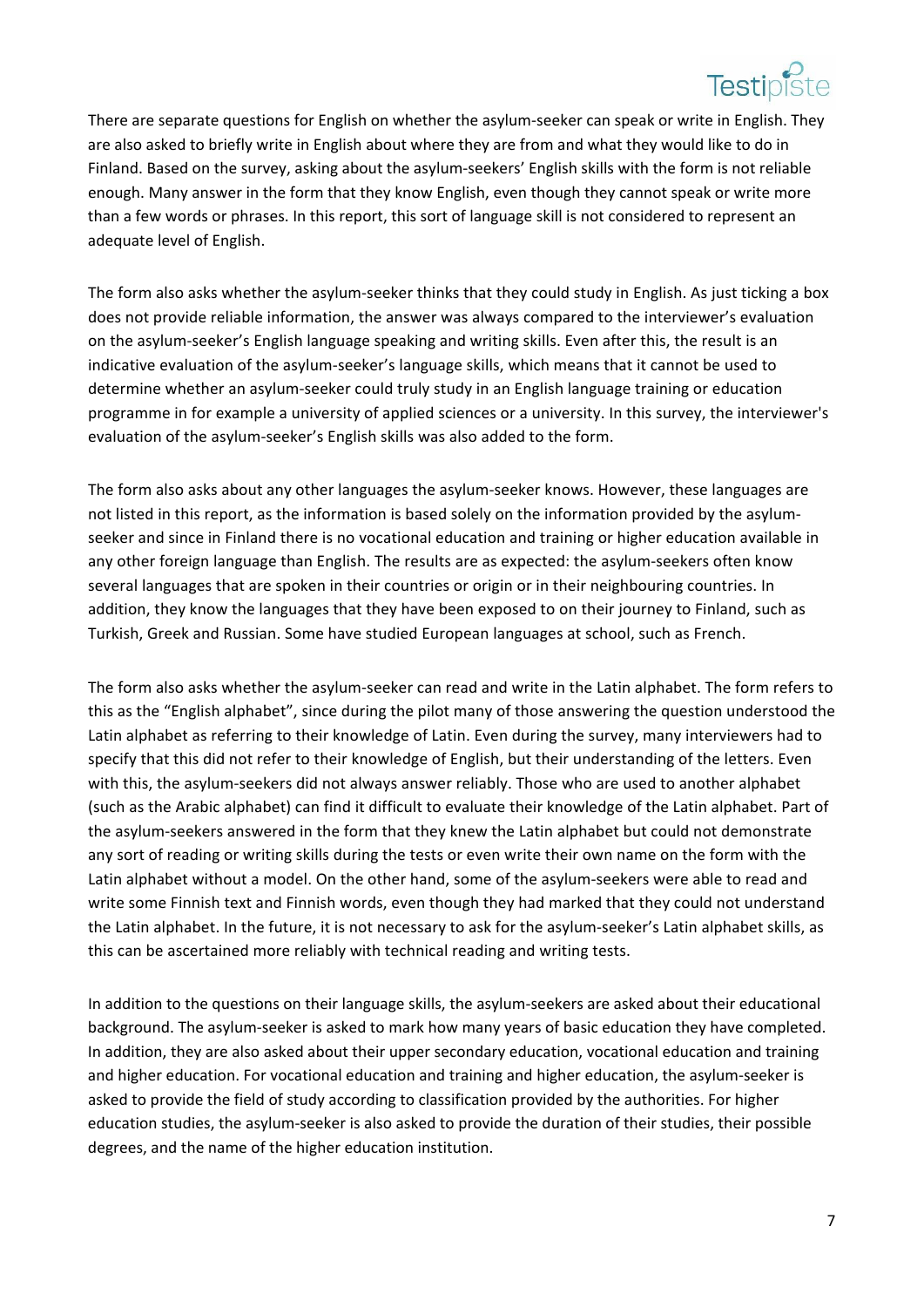There are separate questions for English on whether the asylum-seeker can speak or write in English. They are also asked to briefly write in English about where they are from and what they would like to do in Finland. Based on the survey, asking about the asylum-seekers' English skills with the form is not reliable enough. Many answer in the form that they know English, even though they cannot speak or write more than a few words or phrases. In this report, this sort of language skill is not considered to represent an adequate level of English.

The form also asks whether the asylum-seeker thinks that they could study in English. As just ticking a box does not provide reliable information, the answer was always compared to the interviewer's evaluation on the asylum-seeker's English language speaking and writing skills. Even after this, the result is an indicative evaluation of the asylum-seeker's language skills, which means that it cannot be used to determine whether an asylum-seeker could truly study in an English language training or education programme in for example a university of applied sciences or a university. In this survey, the interviewer's evaluation of the asylum-seeker's English skills was also added to the form.

The form also asks about any other languages the asylum-seeker knows. However, these languages are not listed in this report, as the information is based solely on the information provided by the asylum-seeker and since in Finland there is no vocational education and training or higher education available in any other foreign language than English. The results are as expected: the asylum-seekers often know several languages that are spoken in their countries or origin or in their neighbouring countries. In addition, they know the languages that they have been exposed to on their journey to Finland, such as Turkish, Greek and Russian. Some have studied European languages at school, such as French.

The form also asks whether the asylum-seeker can read and write in the Latin alphabet. The form refers to this as the "English alphabet", since during the pilot many of those answering the question understood the Latin alphabet as referring to their knowledge of Latin. Even during the survey, many interviewers had to specify that this did not refer to their knowledge of English, but their understanding of the letters. Even with this, the asylum-seekers did not always answer reliably. Those who are used to another alphabet (such as the Arabic alphabet) can find it difficult to evaluate their knowledge of the Latin alphabet. Part of the asylum-seekers answered in the form that they knew the Latin alphabet but could not demonstrate any sort of reading or writing skills during the tests or even write their own name on the form with the Latin alphabet without a model. On the other hand, some of the asylum-seekers were able to read and write some Finnish text and Finnish words, even though they had marked that they could not understand the Latin alphabet. In the future, it is not necessary to ask for the asylum-seeker's Latin alphabet skills, as this can be ascertained more reliably with technical reading and writing tests.

In addition to the questions on their language skills, the asylum-seekers are asked about their educational background. The asylum-seeker is asked to mark how many years of basic education they have completed. In addition, they are also asked about their upper secondary education, vocational education and training and higher education. For vocational education and training and higher education, the asylum-seeker is asked to provide the field of study according to classification provided by the authorities. For higher education studies, the asylum-seeker is also asked to provide the duration of their studies, their possible degrees, and the name of the higher education institution.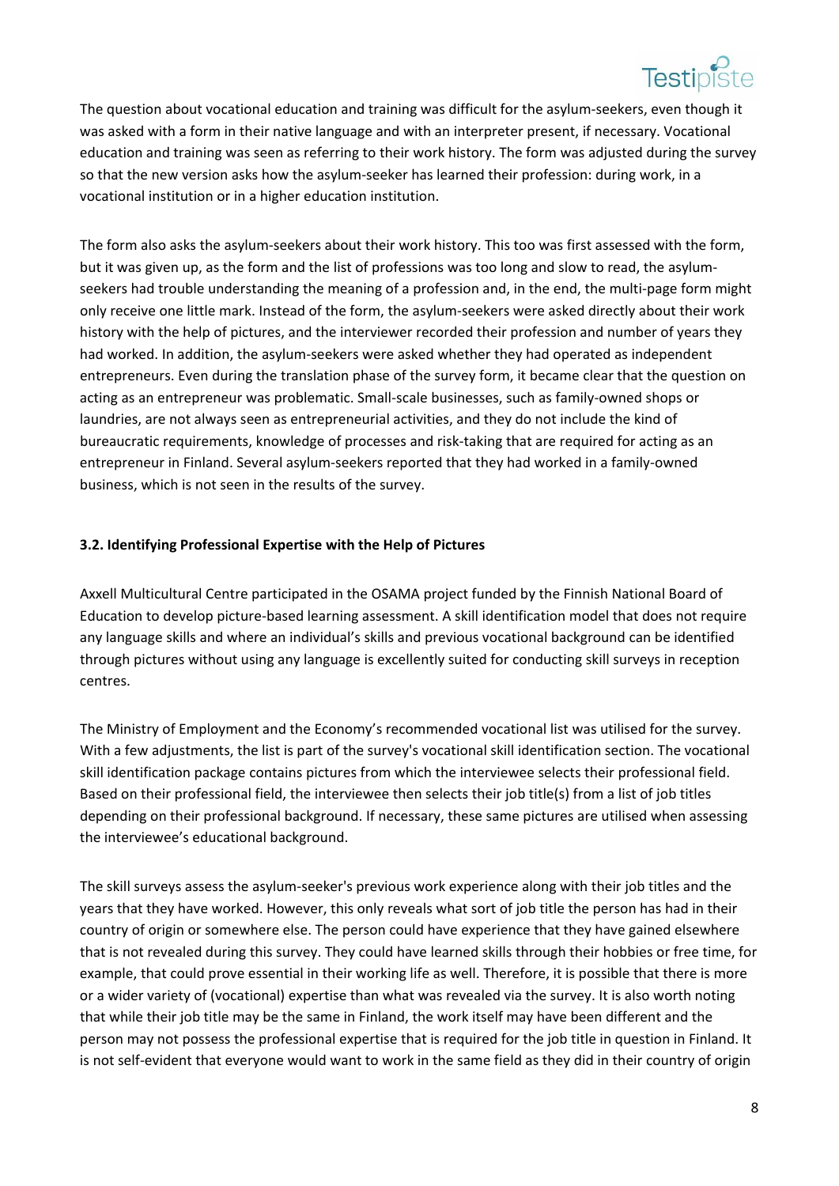The question about vocational education and training was difficult for the asylum-seekers, even though it was asked with a form in their native language and with an interpreter present, if necessary. Vocational education and training was seen as referring to their work history. The form was adjusted during the survey so that the new version asks how the asylum-seeker has learned their profession: during work, in a vocational institution or in a higher education institution.

The form also asks the asylum-seekers about their work history. This too was first assessed with the form, but it was given up, as the form and the list of professions was too long and slow to read, the asylum-seekers had trouble understanding the meaning of a profession and, in the end, the multi-page form might only receive one little mark. Instead of the form, the asylum-seekers were asked directly about their work history with the help of pictures, and the interviewer recorded their profession and number of years they had worked. In addition, the asylum-seekers were asked whether they had operated as independent entrepreneurs. Even during the translation phase of the survey form, it became clear that the question on acting as an entrepreneur was problematic. Small-scale businesses, such as family-owned shops or laundries, are not always seen as entrepreneurial activities, and they do not include the kind of bureaucratic requirements, knowledge of processes and risk-taking that are required for acting as an entrepreneur in Finland. Several asylum-seekers reported that they had worked in a family-owned business, which is not seen in the results of the survey.

### 3.2. Identifying Professional Expertise with the Help of Pictures

Axxell Multicultural Centre participated in the OSAMA project funded by the Finnish National Board of Education to develop picture-based learning assessment. A skill identification model that does not require any language skills and where an individual's skills and previous vocational background can be identified through pictures without using any language is excellently suited for conducting skill surveys in reception centres.

The Ministry of Employment and the Economy's recommended vocational list was utilised for the survey. With a few adjustments, the list is part of the survey's vocational skill identification section. The vocational skill identification package contains pictures from which the interviewee selects their professional field. Based on their professional field, the interviewee then selects their job title(s) from a list of job titles depending on their professional background. If necessary, these same pictures are utilised when assessing the interviewee's educational background.

The skill surveys assess the asylum-seeker's previous work experience along with their job titles and the years that they have worked. However, this only reveals what sort of job title the person has had in their country of origin or somewhere else. The person could have experience that they have gained elsewhere that is not revealed during this survey. They could have learned skills through their hobbies or free time, for example, that could prove essential in their working life as well. Therefore, it is possible that there is more or a wider variety of (vocational) expertise than what was revealed via the survey. It is also worth noting that while their job title may be the same in Finland, the work itself may have been different and the person may not possess the professional expertise that is required for the job title in question in Finland. It is not self-evident that everyone would want to work in the same field as they did in their country of origin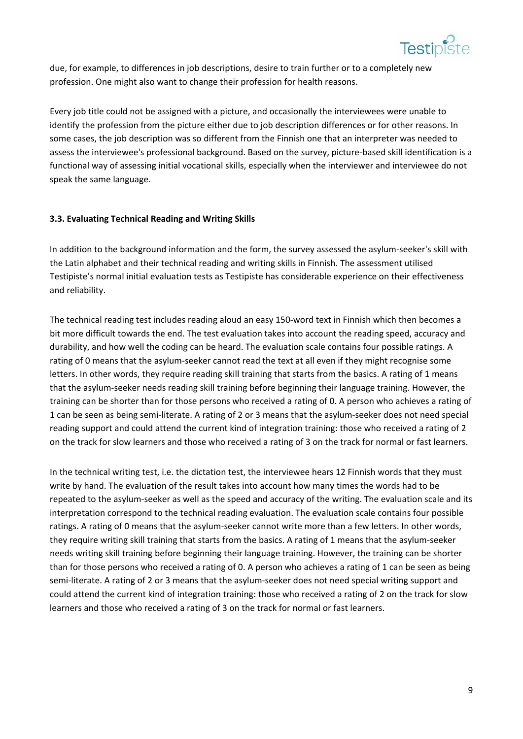due, for example, to differences in job descriptions, desire to train further or to a completely new profession. One might also want to change their profession for health reasons.

Every job title could not be assigned with a picture, and occasionally the interviewees were unable to identify the profession from the picture either due to job description differences or for other reasons. In some cases, the job description was so different from the Finnish one that an interpreter was needed to assess the interviewee's professional background. Based on the survey, picture-based skill identification is a functional way of assessing initial vocational skills, especially when the interviewer and interviewee do not speak the same language.

### 3.3. Evaluating Technical Reading and Writing Skills

In addition to the background information and the form, the survey assessed the asylum-seeker's skill with the Latin alphabet and their technical reading and writing skills in Finnish. The assessment utilised Testipiste's normal initial evaluation tests as Testipiste has considerable experience on their effectiveness and reliability.

The technical reading test includes reading aloud an easy 150-word text in Finnish which then becomes a bit more difficult towards the end. The test evaluation takes into account the reading speed, accuracy and durability, and how well the coding can be heard. The evaluation scale contains four possible ratings. A rating of 0 means that the asylum-seeker cannot read the text at all even if they might recognise some letters. In other words, they require reading skill training that starts from the basics. A rating of 1 means that the asylum-seeker needs reading skill training before beginning their language training. However, the training can be shorter than for those persons who received a rating of 0. A person who achieves a rating of 1 can be seen as being semi-literate. A rating of 2 or 3 means that the asylum-seeker does not need special reading support and could attend the current kind of integration training: those who received a rating of 2 on the track for slow learners and those who received a rating of 3 on the track for normal or fast learners.

In the technical writing test, i.e. the dictation test, the interviewee hears 12 Finnish words that they must write by hand. The evaluation of the result takes into account how many times the words had to be repeated to the asylum-seeker as well as the speed and accuracy of the writing. The evaluation scale and its interpretation correspond to the technical reading evaluation. The evaluation scale contains four possible ratings. A rating of 0 means that the asylum-seeker cannot write more than a few letters. In other words, they require writing skill training that starts from the basics. A rating of 1 means that the asylum-seeker needs writing skill training before beginning their language training. However, the training can be shorter than for those persons who received a rating of 0. A person who achieves a rating of 1 can be seen as being semi-literate. A rating of 2 or 3 means that the asylum-seeker does not need special writing support and could attend the current kind of integration training: those who received a rating of 2 on the track for slow learners and those who received a rating of 3 on the track for normal or fast learners.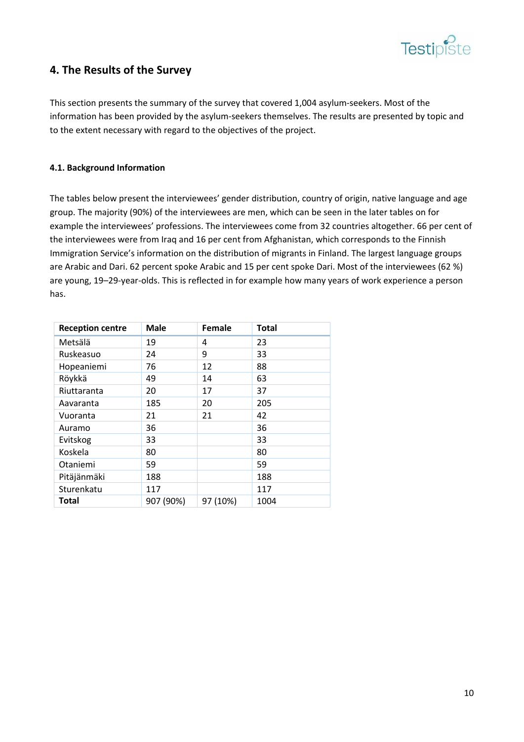## 4. The Results of the Survey

This section presents the summary of the survey that covered 1,004 asylum-seekers. Most of the information has been provided by the asylum-seekers themselves. The results are presented by topic and to the extent necessary with regard to the objectives of the project.

### 4.1. Background Information

The tables below present the interviewees' gender distribution, country of origin, native language and age group. The majority (90%) of the interviewees are men, which can be seen in the later tables on for example the interviewees' professions. The interviewees come from 32 countries altogether. 66 per cent of the interviewees were from Iraq and 16 per cent from Afghanistan, which corresponds to the Finnish Immigration Service's information on the distribution of migrants in Finland. The largest language groups are Arabic and Dari. 62 percent spoke Arabic and 15 per cent spoke Dari. Most of the interviewees (62 %) are young, 19–29-year-olds. This is reflected in for example how many years of work experience a person has.

| Reception centre | Male | Female | Total |
|---|---|---|---|
| Metsälä | 19 | 4 | 23 |
| Ruskeasuo | 24 | 9 | 33 |
| Hopeaniemi | 76 | 12 | 88 |
| Röykkä | 49 | 14 | 63 |
| Riuttaranta | 20 | 17 | 37 |
| Aavaranta | 185 | 20 | 205 |
| Vuoranta | 21 | 21 | 42 |
| Auramo | 36 | | 36 |
| Evitskog | 33 | | 33 |
| Koskela | 80 | | 80 |
| Otaniemi | 59 | | 59 |
| Pitäjänmäki | 188 | | 188 |
| Sturenkatu | 117 | | 117 |
| **Total** | 907 (90%) | 97 (10%) | 1004 |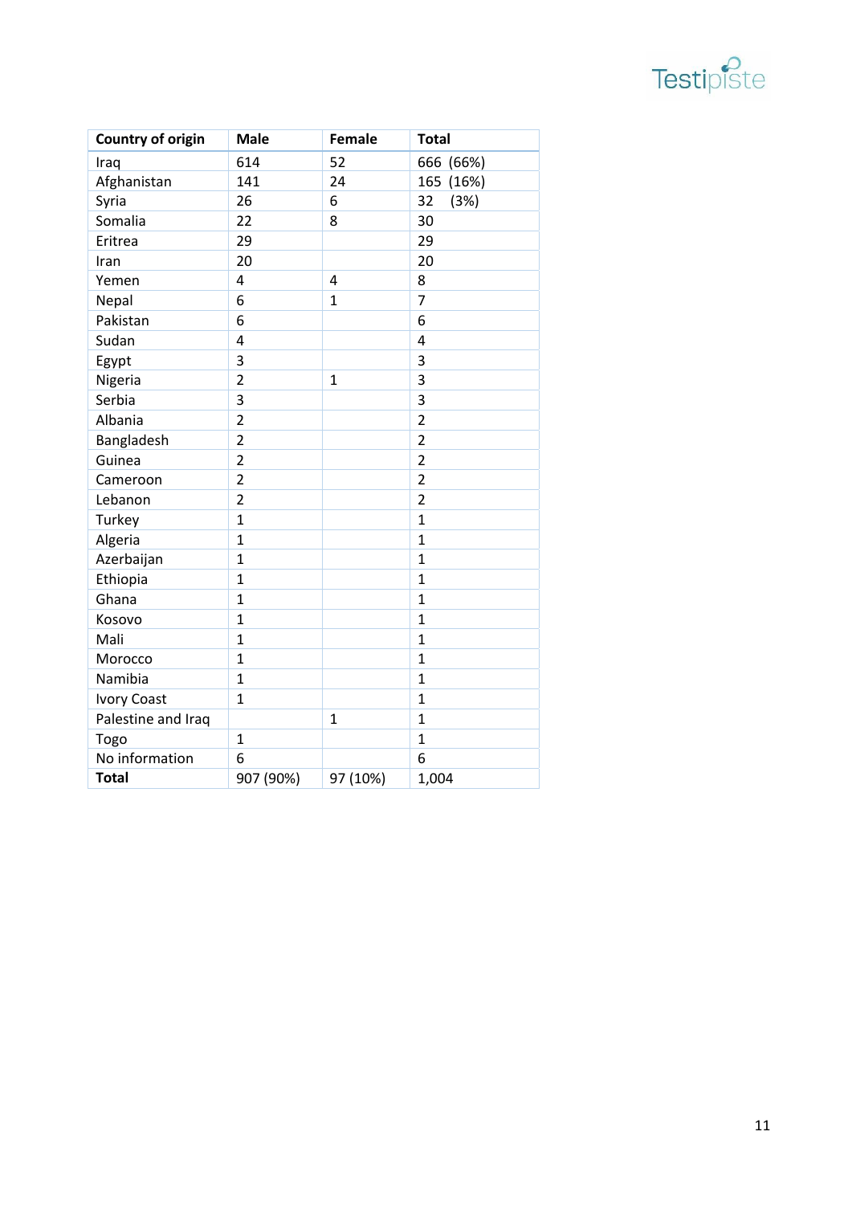| Country of origin | Male | Female | Total |
|---|---|---|---|
| Iraq | 614 | 52 | 666 (66%) |
| Afghanistan | 141 | 24 | 165 (16%) |
| Syria | 26 | 6 | 32 (3%) |
| Somalia | 22 | 8 | 30 |
| Eritrea | 29 | | 29 |
| Iran | 20 | | 20 |
| Yemen | 4 | 4 | 8 |
| Nepal | 6 | 1 | 7 |
| Pakistan | 6 | | 6 |
| Sudan | 4 | | 4 |
| Egypt | 3 | | 3 |
| Nigeria | 2 | 1 | 3 |
| Serbia | 3 | | 3 |
| Albania | 2 | | 2 |
| Bangladesh | 2 | | 2 |
| Guinea | 2 | | 2 |
| Cameroon | 2 | | 2 |
| Lebanon | 2 | | 2 |
| Turkey | 1 | | 1 |
| Algeria | 1 | | 1 |
| Azerbaijan | 1 | | 1 |
| Ethiopia | 1 | | 1 |
| Ghana | 1 | | 1 |
| Kosovo | 1 | | 1 |
| Mali | 1 | | 1 |
| Morocco | 1 | | 1 |
| Namibia | 1 | | 1 |
| Ivory Coast | 1 | | 1 |
| Palestine and Iraq | | 1 | 1 |
| Togo | 1 | | 1 |
| No information | 6 | | 6 |
| **Total** | 907 (90%) | 97 (10%) | 1,004 |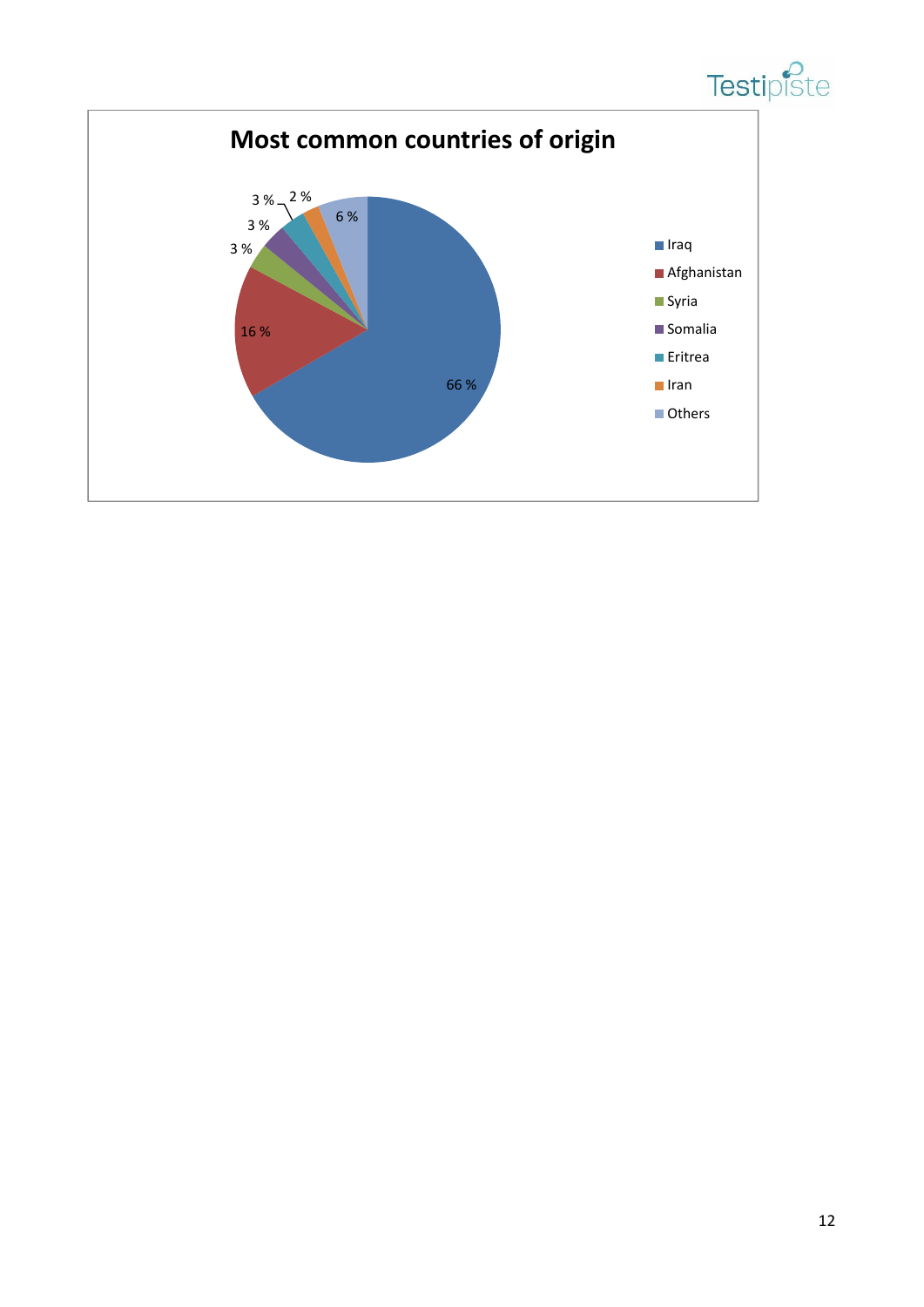## Most common countries of origin

| Country | Share |
|---|---|
| Iraq | 66 % |
| Afghanistan | 16 % |
| Syria | 3 % |
| Somalia | 3 % |
| Eritrea | 3 % |
| Iran | 2 % |
| Others | 6 % |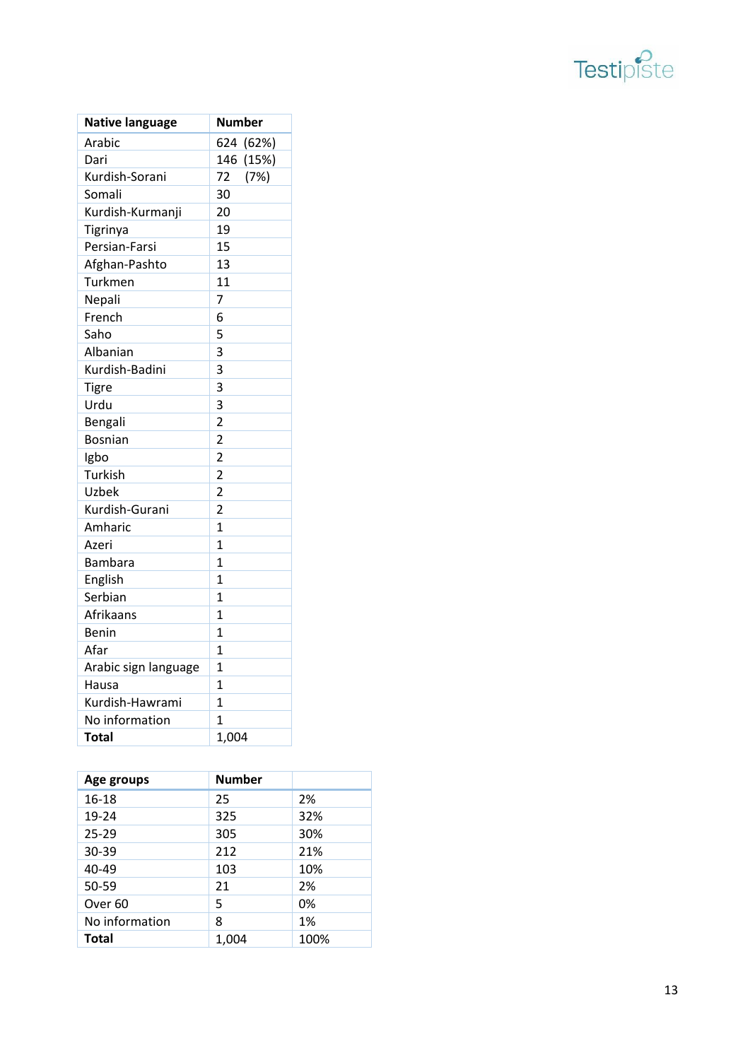| Native language | Number |
|---|---|
| Arabic | 624 (62%) |
| Dari | 146 (15%) |
| Kurdish-Sorani | 72 (7%) |
| Somali | 30 |
| Kurdish-Kurmanji | 20 |
| Tigrinya | 19 |
| Persian-Farsi | 15 |
| Afghan-Pashto | 13 |
| Turkmen | 11 |
| Nepali | 7 |
| French | 6 |
| Saho | 5 |
| Albanian | 3 |
| Kurdish-Badini | 3 |
| Tigre | 3 |
| Urdu | 3 |
| Bengali | 2 |
| Bosnian | 2 |
| Igbo | 2 |
| Turkish | 2 |
| Uzbek | 2 |
| Kurdish-Gurani | 2 |
| Amharic | 1 |
| Azeri | 1 |
| Bambara | 1 |
| English | 1 |
| Serbian | 1 |
| Afrikaans | 1 |
| Benin | 1 |
| Afar | 1 |
| Arabic sign language | 1 |
| Hausa | 1 |
| Kurdish-Hawrami | 1 |
| No information | 1 |
| **Total** | 1,004 |

| Age groups | Number | |
|---|---|---|
| 16-18 | 25 | 2% |
| 19-24 | 325 | 32% |
| 25-29 | 305 | 30% |
| 30-39 | 212 | 21% |
| 40-49 | 103 | 10% |
| 50-59 | 21 | 2% |
| Over 60 | 5 | 0% |
| No information | 8 | 1% |
| **Total** | 1,004 | 100% |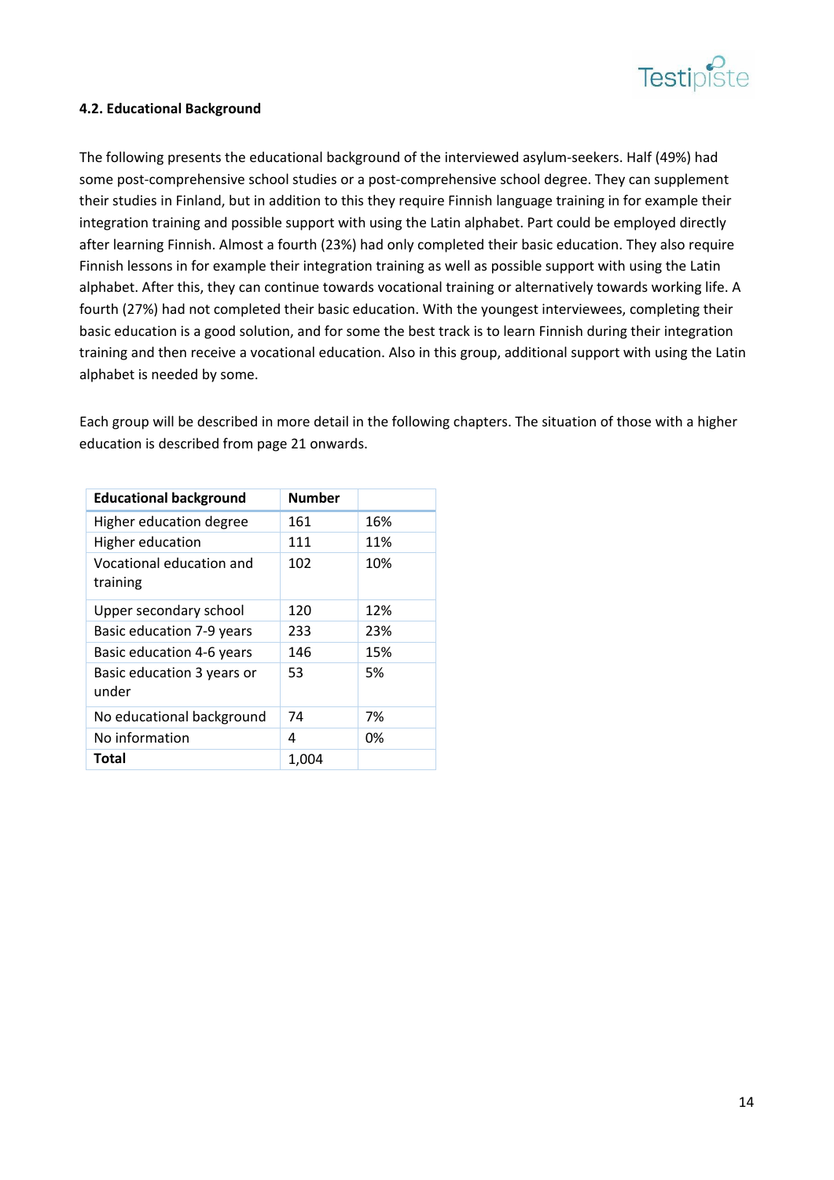#### 4.2. Educational Background

The following presents the educational background of the interviewed asylum-seekers. Half (49%) had some post-comprehensive school studies or a post-comprehensive school degree. They can supplement their studies in Finland, but in addition to this they require Finnish language training in for example their integration training and possible support with using the Latin alphabet. Part could be employed directly after learning Finnish. Almost a fourth (23%) had only completed their basic education. They also require Finnish lessons in for example their integration training as well as possible support with using the Latin alphabet. After this, they can continue towards vocational training or alternatively towards working life. A fourth (27%) had not completed their basic education. With the youngest interviewees, completing their basic education is a good solution, and for some the best track is to learn Finnish during their integration training and then receive a vocational education. Also in this group, additional support with using the Latin alphabet is needed by some.

Each group will be described in more detail in the following chapters. The situation of those with a higher education is described from page 21 onwards.

| **Educational background** | **Number** | |
|---|---|---|
| Higher education degree | 161 | 16% |
| Higher education | 111 | 11% |
| Vocational education and training | 102 | 10% |
| Upper secondary school | 120 | 12% |
| Basic education 7-9 years | 233 | 23% |
| Basic education 4-6 years | 146 | 15% |
| Basic education 3 years or under | 53 | 5% |
| No educational background | 74 | 7% |
| No information | 4 | 0% |
| **Total** | 1,004 | |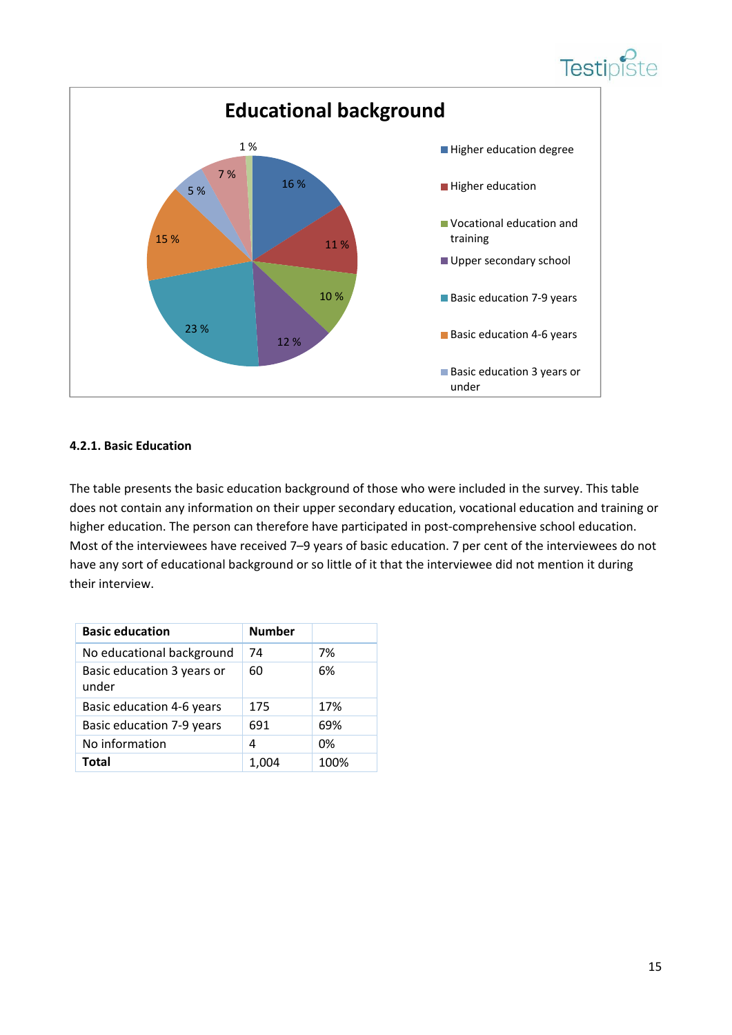## Educational background

- Higher education degree: 16 %
- Higher education: 11 %
- Vocational education and training: 10 %
- Upper secondary school: 12 %
- Basic education 7-9 years: 23 %
- Basic education 4-6 years: 15 %
- Basic education 3 years or under: 5 %
- 7 %
- 1 %

### 4.2.1. Basic Education

The table presents the basic education background of those who were included in the survey. This table does not contain any information on their upper secondary education, vocational education and training or higher education. The person can therefore have participated in post-comprehensive school education. Most of the interviewees have received 7–9 years of basic education. 7 per cent of the interviewees do not have any sort of educational background or so little of it that the interviewee did not mention it during their interview.

| **Basic education** | **Number** | |
|---|---|---|
| No educational background | 74 | 7% |
| Basic education 3 years or under | 60 | 6% |
| Basic education 4-6 years | 175 | 17% |
| Basic education 7-9 years | 691 | 69% |
| No information | 4 | 0% |
| **Total** | 1,004 | 100% |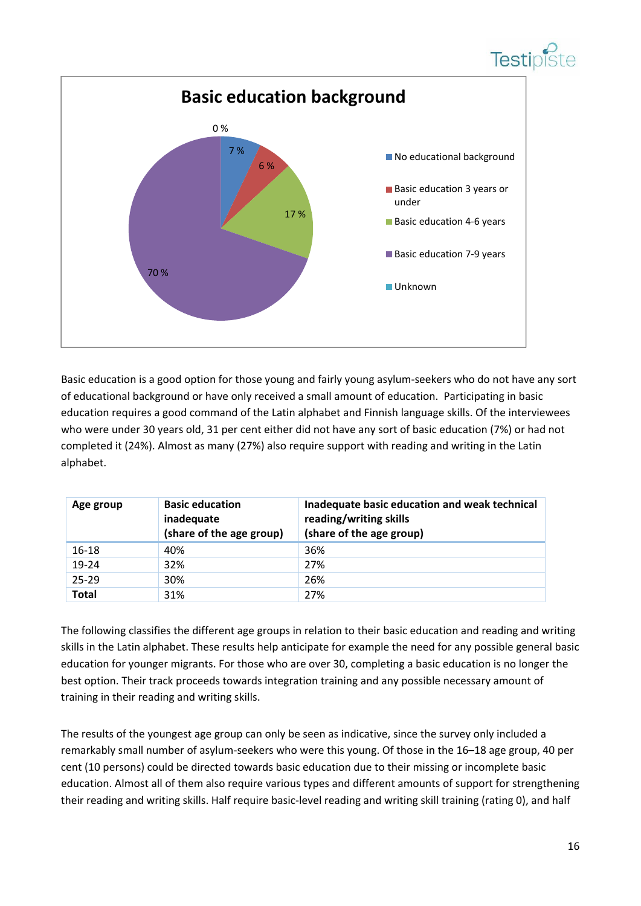**Basic education background**

| Category | Share |
|---|---|
| No educational background | 7 % |
| Basic education 3 years or under | 6 % |
| Basic education 4-6 years | 17 % |
| Basic education 7-9 years | 70 % |
| Unknown | 0 % |

Basic education is a good option for those young and fairly young asylum-seekers who do not have any sort of educational background or have only received a small amount of education. Participating in basic education requires a good command of the Latin alphabet and Finnish language skills. Of the interviewees who were under 30 years old, 31 per cent either did not have any sort of basic education (7%) or had not completed it (24%). Almost as many (27%) also require support with reading and writing in the Latin alphabet.

| Age group | Basic education inadequate (share of the age group) | Inadequate basic education and weak technical reading/writing skills (share of the age group) |
|---|---|---|
| 16-18 | 40% | 36% |
| 19-24 | 32% | 27% |
| 25-29 | 30% | 26% |
| **Total** | 31% | 27% |

The following classifies the different age groups in relation to their basic education and reading and writing skills in the Latin alphabet. These results help anticipate for example the need for any possible general basic education for younger migrants. For those who are over 30, completing a basic education is no longer the best option. Their track proceeds towards integration training and any possible necessary amount of training in their reading and writing skills.

The results of the youngest age group can only be seen as indicative, since the survey only included a remarkably small number of asylum-seekers who were this young. Of those in the 16–18 age group, 40 per cent (10 persons) could be directed towards basic education due to their missing or incomplete basic education. Almost all of them also require various types and different amounts of support for strengthening their reading and writing skills. Half require basic-level reading and writing skill training (rating 0), and half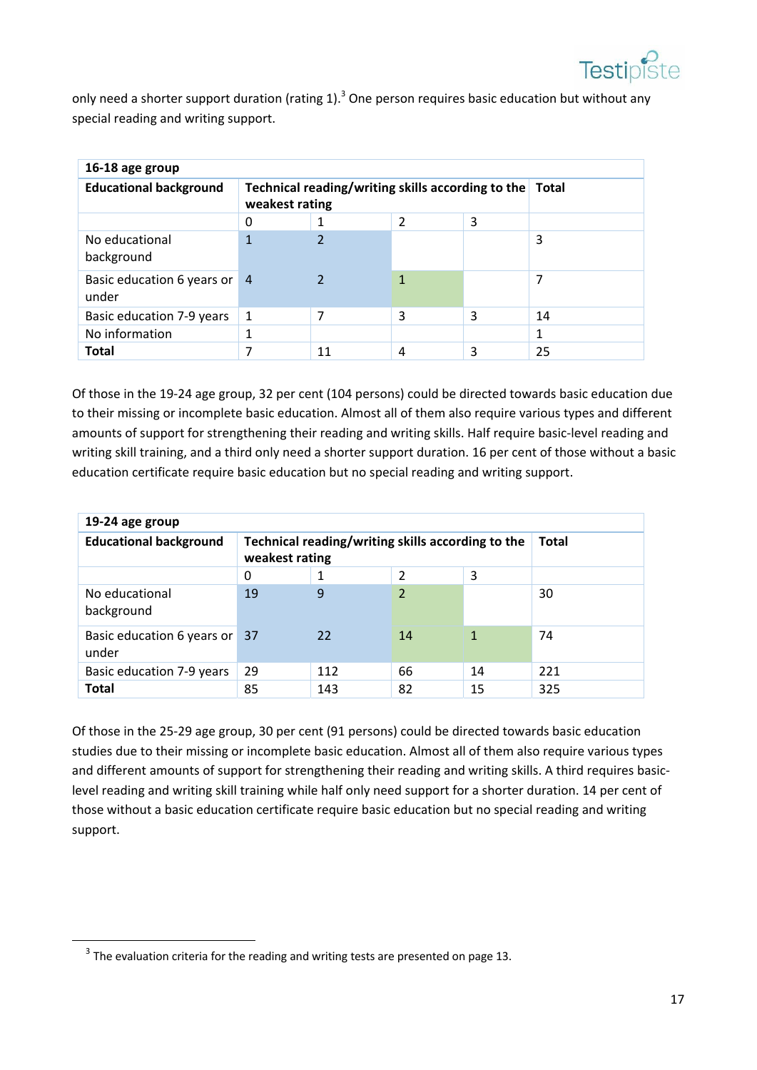only need a shorter support duration (rating 1).[3] One person requires basic education but without any special reading and writing support.

| 16-18 age group | | | | | |
|---|---|---|---|---|---|
| **Educational background** | **Technical reading/writing skills according to the weakest rating** | | | | **Total** |
| | 0 | 1 | 2 | 3 | |
| No educational background | 1 | 2 | | | 3 |
| Basic education 6 years or under | 4 | 2 | 1 | | 7 |
| Basic education 7-9 years | 1 | 7 | 3 | 3 | 14 |
| No information | 1 | | | | 1 |
| **Total** | 7 | 11 | 4 | 3 | 25 |

Of those in the 19-24 age group, 32 per cent (104 persons) could be directed towards basic education due to their missing or incomplete basic education. Almost all of them also require various types and different amounts of support for strengthening their reading and writing skills. Half require basic-level reading and writing skill training, and a third only need a shorter support duration. 16 per cent of those without a basic education certificate require basic education but no special reading and writing support.

| 19-24 age group | | | | | |
|---|---|---|---|---|---|
| **Educational background** | **Technical reading/writing skills according to the weakest rating** | | | | **Total** |
| | 0 | 1 | 2 | 3 | |
| No educational background | 19 | 9 | 2 | | 30 |
| Basic education 6 years or under | 37 | 22 | 14 | 1 | 74 |
| Basic education 7-9 years | 29 | 112 | 66 | 14 | 221 |
| **Total** | 85 | 143 | 82 | 15 | 325 |

Of those in the 25-29 age group, 30 per cent (91 persons) could be directed towards basic education studies due to their missing or incomplete basic education. Almost all of them also require various types and different amounts of support for strengthening their reading and writing skills. A third requires basic-level reading and writing skill training while half only need support for a shorter duration. 14 per cent of those without a basic education certificate require basic education but no special reading and writing support.

[3] The evaluation criteria for the reading and writing tests are presented on page 13.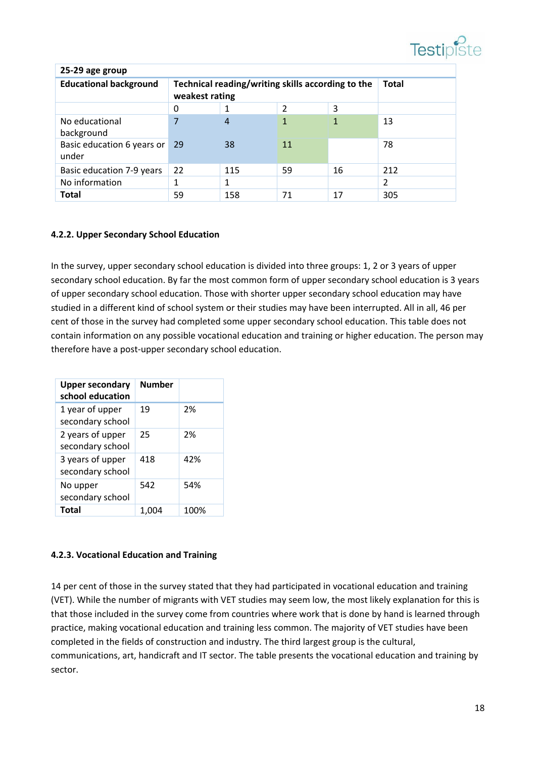| 25-29 age group | | | | | |
|---|---|---|---|---|---|
| **Educational background** | **Technical reading/writing skills according to the weakest rating** | | | | **Total** |
| | 0 | 1 | 2 | 3 | |
| No educational background | 7 | 4 | 1 | 1 | 13 |
| Basic education 6 years or under | 29 | 38 | 11 | | 78 |
| Basic education 7-9 years | 22 | 115 | 59 | 16 | 212 |
| No information | 1 | 1 | | | 2 |
| **Total** | 59 | 158 | 71 | 17 | 305 |

#### 4.2.2. Upper Secondary School Education

In the survey, upper secondary school education is divided into three groups: 1, 2 or 3 years of upper secondary school education. By far the most common form of upper secondary school education is 3 years of upper secondary school education. Those with shorter upper secondary school education may have studied in a different kind of school system or their studies may have been interrupted. All in all, 46 per cent of those in the survey had completed some upper secondary school education. This table does not contain information on any possible vocational education and training or higher education. The person may therefore have a post-upper secondary school education.

| Upper secondary school education | Number | |
|---|---|---|
| 1 year of upper secondary school | 19 | 2% |
| 2 years of upper secondary school | 25 | 2% |
| 3 years of upper secondary school | 418 | 42% |
| No upper secondary school | 542 | 54% |
| **Total** | 1,004 | 100% |

#### 4.2.3. Vocational Education and Training

14 per cent of those in the survey stated that they had participated in vocational education and training (VET). While the number of migrants with VET studies may seem low, the most likely explanation for this is that those included in the survey come from countries where work that is done by hand is learned through practice, making vocational education and training less common. The majority of VET studies have been completed in the fields of construction and industry. The third largest group is the cultural, communications, art, handicraft and IT sector. The table presents the vocational education and training by sector.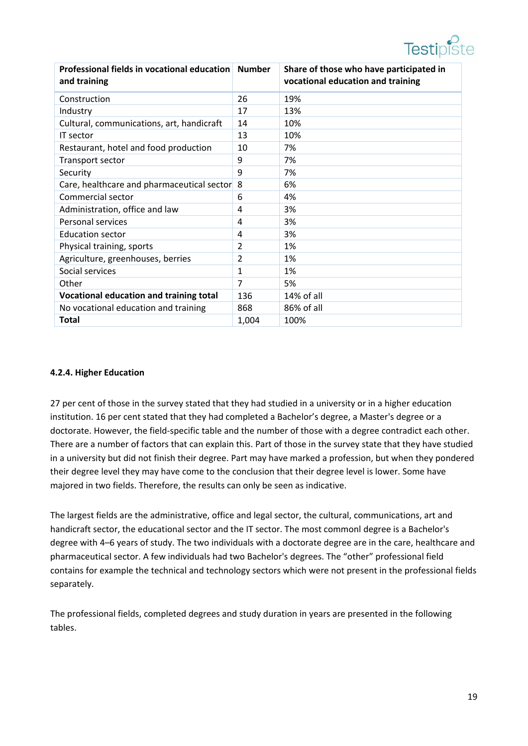| **Professional fields in vocational education and training** | **Number** | **Share of those who have participated in vocational education and training** |
|---|---|---|
| Construction | 26 | 19% |
| Industry | 17 | 13% |
| Cultural, communications, art, handicraft | 14 | 10% |
| IT sector | 13 | 10% |
| Restaurant, hotel and food production | 10 | 7% |
| Transport sector | 9 | 7% |
| Security | 9 | 7% |
| Care, healthcare and pharmaceutical sector | 8 | 6% |
| Commercial sector | 6 | 4% |
| Administration, office and law | 4 | 3% |
| Personal services | 4 | 3% |
| Education sector | 4 | 3% |
| Physical training, sports | 2 | 1% |
| Agriculture, greenhouses, berries | 2 | 1% |
| Social services | 1 | 1% |
| Other | 7 | 5% |
| **Vocational education and training total** | 136 | 14% of all |
| No vocational education and training | 868 | 86% of all |
| **Total** | 1,004 | 100% |

#### 4.2.4. Higher Education

27 per cent of those in the survey stated that they had studied in a university or in a higher education institution. 16 per cent stated that they had completed a Bachelor's degree, a Master's degree or a doctorate. However, the field-specific table and the number of those with a degree contradict each other. There are a number of factors that can explain this. Part of those in the survey state that they have studied in a university but did not finish their degree. Part may have marked a profession, but when they pondered their degree level they may have come to the conclusion that their degree level is lower. Some have majored in two fields. Therefore, the results can only be seen as indicative.

The largest fields are the administrative, office and legal sector, the cultural, communications, art and handicraft sector, the educational sector and the IT sector. The most commonl degree is a Bachelor's degree with 4–6 years of study. The two individuals with a doctorate degree are in the care, healthcare and pharmaceutical sector. A few individuals had two Bachelor's degrees. The "other" professional field contains for example the technical and technology sectors which were not present in the professional fields separately.

The professional fields, completed degrees and study duration in years are presented in the following tables.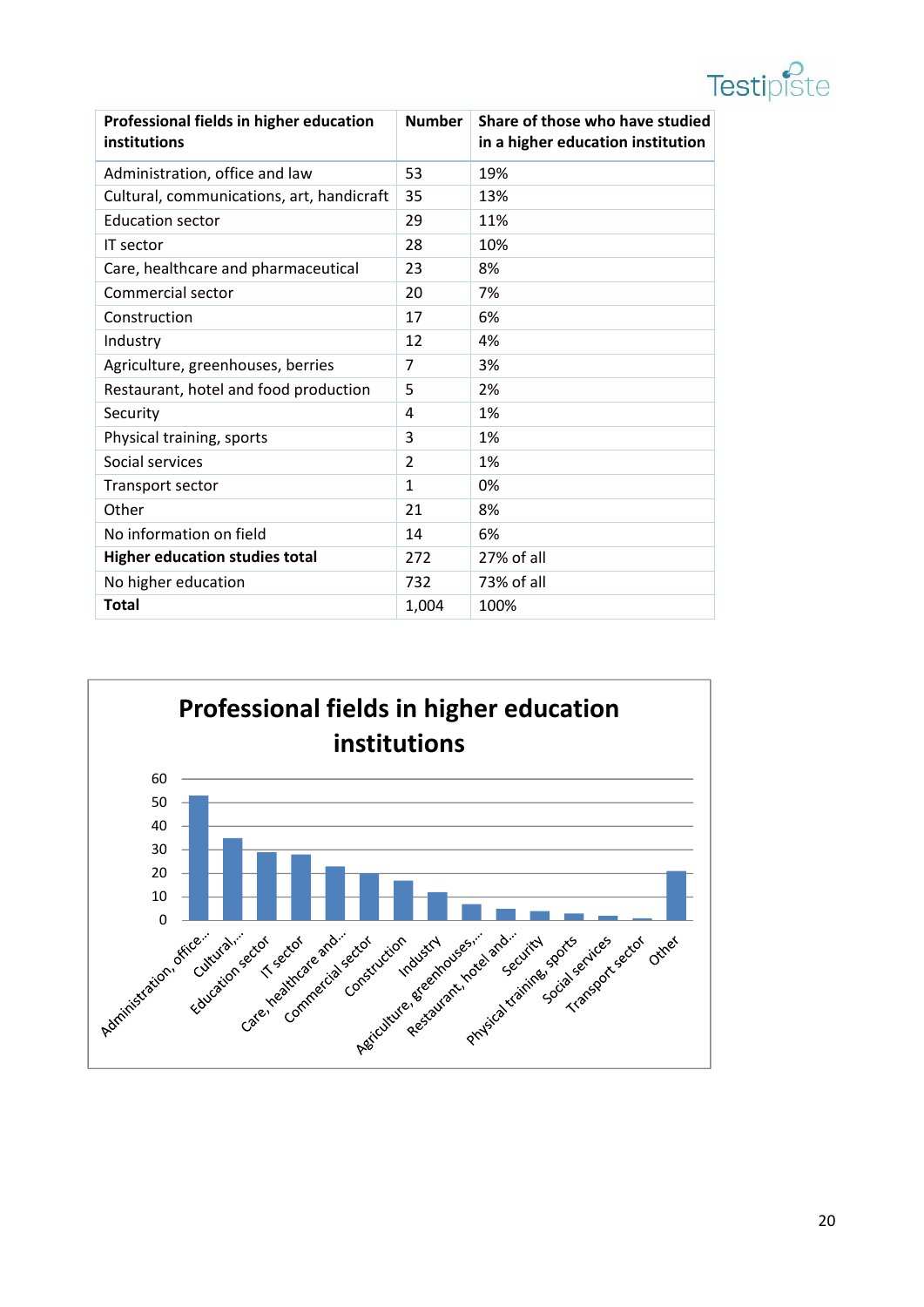| Professional fields in higher education institutions | Number | Share of those who have studied in a higher education institution |
|---|---|---|
| Administration, office and law | 53 | 19% |
| Cultural, communications, art, handicraft | 35 | 13% |
| Education sector | 29 | 11% |
| IT sector | 28 | 10% |
| Care, healthcare and pharmaceutical | 23 | 8% |
| Commercial sector | 20 | 7% |
| Construction | 17 | 6% |
| Industry | 12 | 4% |
| Agriculture, greenhouses, berries | 7 | 3% |
| Restaurant, hotel and food production | 5 | 2% |
| Security | 4 | 1% |
| Physical training, sports | 3 | 1% |
| Social services | 2 | 1% |
| Transport sector | 1 | 0% |
| Other | 21 | 8% |
| No information on field | 14 | 6% |
| **Higher education studies total** | 272 | 27% of all |
| No higher education | 732 | 73% of all |
| **Total** | 1,004 | 100% |

**Professional fields in higher education institutions**

| Field | Number |
|---|---|
| Administration, office... | 53 |
| Cultural,... | 35 |
| Education sector | 29 |
| IT sector | 28 |
| Care, healthcare and... | 23 |
| Commercial sector | 20 |
| Construction | 17 |
| Industry | 12 |
| Agriculture, greenhouses,... | 7 |
| Restaurant, hotel and... | 5 |
| Security | 4 |
| Physical training, sports | 3 |
| Social services | 2 |
| Transport sector | 1 |
| Other | 21 |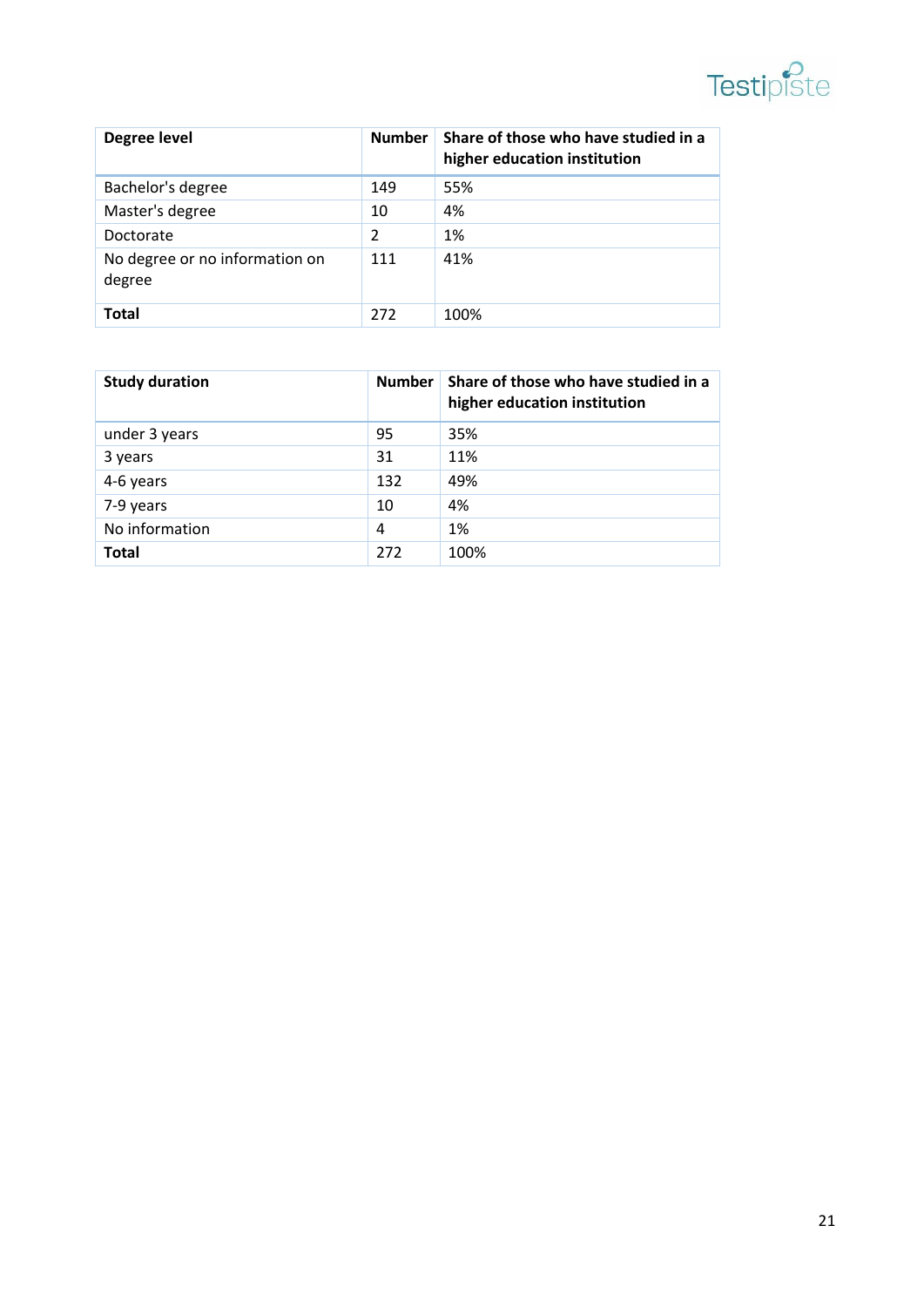| Degree level | Number | Share of those who have studied in a higher education institution |
|---|---|---|
| Bachelor's degree | 149 | 55% |
| Master's degree | 10 | 4% |
| Doctorate | 2 | 1% |
| No degree or no information on degree | 111 | 41% |
| **Total** | 272 | 100% |

| Study duration | Number | Share of those who have studied in a higher education institution |
|---|---|---|
| under 3 years | 95 | 35% |
| 3 years | 31 | 11% |
| 4-6 years | 132 | 49% |
| 7-9 years | 10 | 4% |
| No information | 4 | 1% |
| **Total** | 272 | 100% |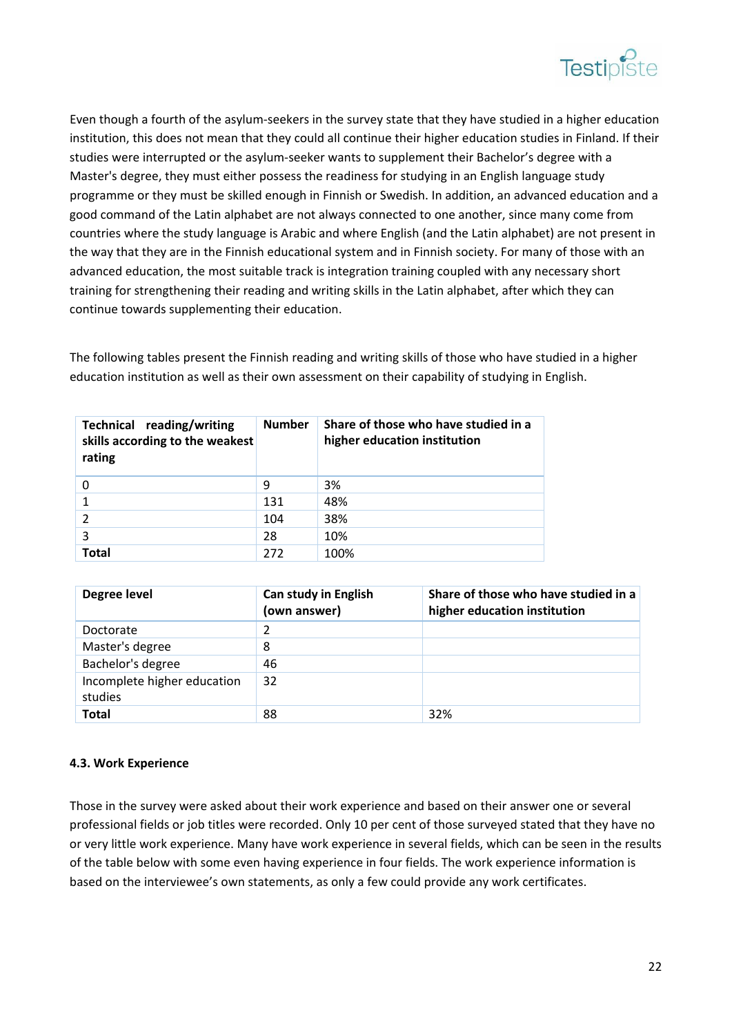Even though a fourth of the asylum-seekers in the survey state that they have studied in a higher education institution, this does not mean that they could all continue their higher education studies in Finland. If their studies were interrupted or the asylum-seeker wants to supplement their Bachelor's degree with a Master's degree, they must either possess the readiness for studying in an English language study programme or they must be skilled enough in Finnish or Swedish. In addition, an advanced education and a good command of the Latin alphabet are not always connected to one another, since many come from countries where the study language is Arabic and where English (and the Latin alphabet) are not present in the way that they are in the Finnish educational system and in Finnish society. For many of those with an advanced education, the most suitable track is integration training coupled with any necessary short training for strengthening their reading and writing skills in the Latin alphabet, after which they can continue towards supplementing their education.

The following tables present the Finnish reading and writing skills of those who have studied in a higher education institution as well as their own assessment on their capability of studying in English.

| Technical reading/writing skills according to the weakest rating | Number | Share of those who have studied in a higher education institution |
|---|---|---|
| 0 | 9 | 3% |
| 1 | 131 | 48% |
| 2 | 104 | 38% |
| 3 | 28 | 10% |
| **Total** | 272 | 100% |

| Degree level | Can study in English (own answer) | Share of those who have studied in a higher education institution |
|---|---|---|
| Doctorate | 2 | |
| Master's degree | 8 | |
| Bachelor's degree | 46 | |
| Incomplete higher education studies | 32 | |
| **Total** | 88 | 32% |

#### 4.3. Work Experience

Those in the survey were asked about their work experience and based on their answer one or several professional fields or job titles were recorded. Only 10 per cent of those surveyed stated that they have no or very little work experience. Many have work experience in several fields, which can be seen in the results of the table below with some even having experience in four fields. The work experience information is based on the interviewee's own statements, as only a few could provide any work certificates.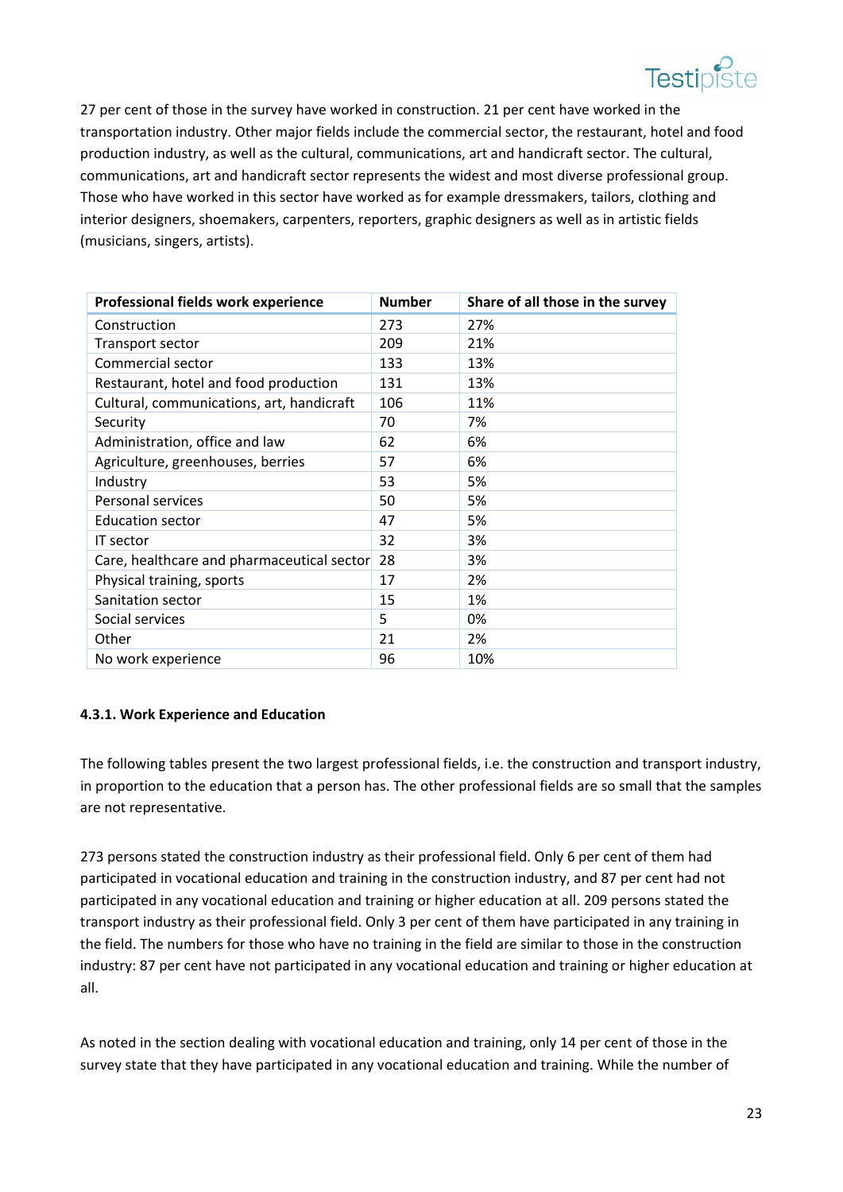27 per cent of those in the survey have worked in construction. 21 per cent have worked in the transportation industry. Other major fields include the commercial sector, the restaurant, hotel and food production industry, as well as the cultural, communications, art and handicraft sector. The cultural, communications, art and handicraft sector represents the widest and most diverse professional group. Those who have worked in this sector have worked as for example dressmakers, tailors, clothing and interior designers, shoemakers, carpenters, reporters, graphic designers as well as in artistic fields (musicians, singers, artists).

| Professional fields work experience | Number | Share of all those in the survey |
|---|---|---|
| Construction | 273 | 27% |
| Transport sector | 209 | 21% |
| Commercial sector | 133 | 13% |
| Restaurant, hotel and food production | 131 | 13% |
| Cultural, communications, art, handicraft | 106 | 11% |
| Security | 70 | 7% |
| Administration, office and law | 62 | 6% |
| Agriculture, greenhouses, berries | 57 | 6% |
| Industry | 53 | 5% |
| Personal services | 50 | 5% |
| Education sector | 47 | 5% |
| IT sector | 32 | 3% |
| Care, healthcare and pharmaceutical sector | 28 | 3% |
| Physical training, sports | 17 | 2% |
| Sanitation sector | 15 | 1% |
| Social services | 5 | 0% |
| Other | 21 | 2% |
| No work experience | 96 | 10% |

#### 4.3.1. Work Experience and Education

The following tables present the two largest professional fields, i.e. the construction and transport industry, in proportion to the education that a person has. The other professional fields are so small that the samples are not representative.

273 persons stated the construction industry as their professional field. Only 6 per cent of them had participated in vocational education and training in the construction industry, and 87 per cent had not participated in any vocational education and training or higher education at all. 209 persons stated the transport industry as their professional field. Only 3 per cent of them have participated in any training in the field. The numbers for those who have no training in the field are similar to those in the construction industry: 87 per cent have not participated in any vocational education and training or higher education at all.

As noted in the section dealing with vocational education and training, only 14 per cent of those in the survey state that they have participated in any vocational education and training. While the number of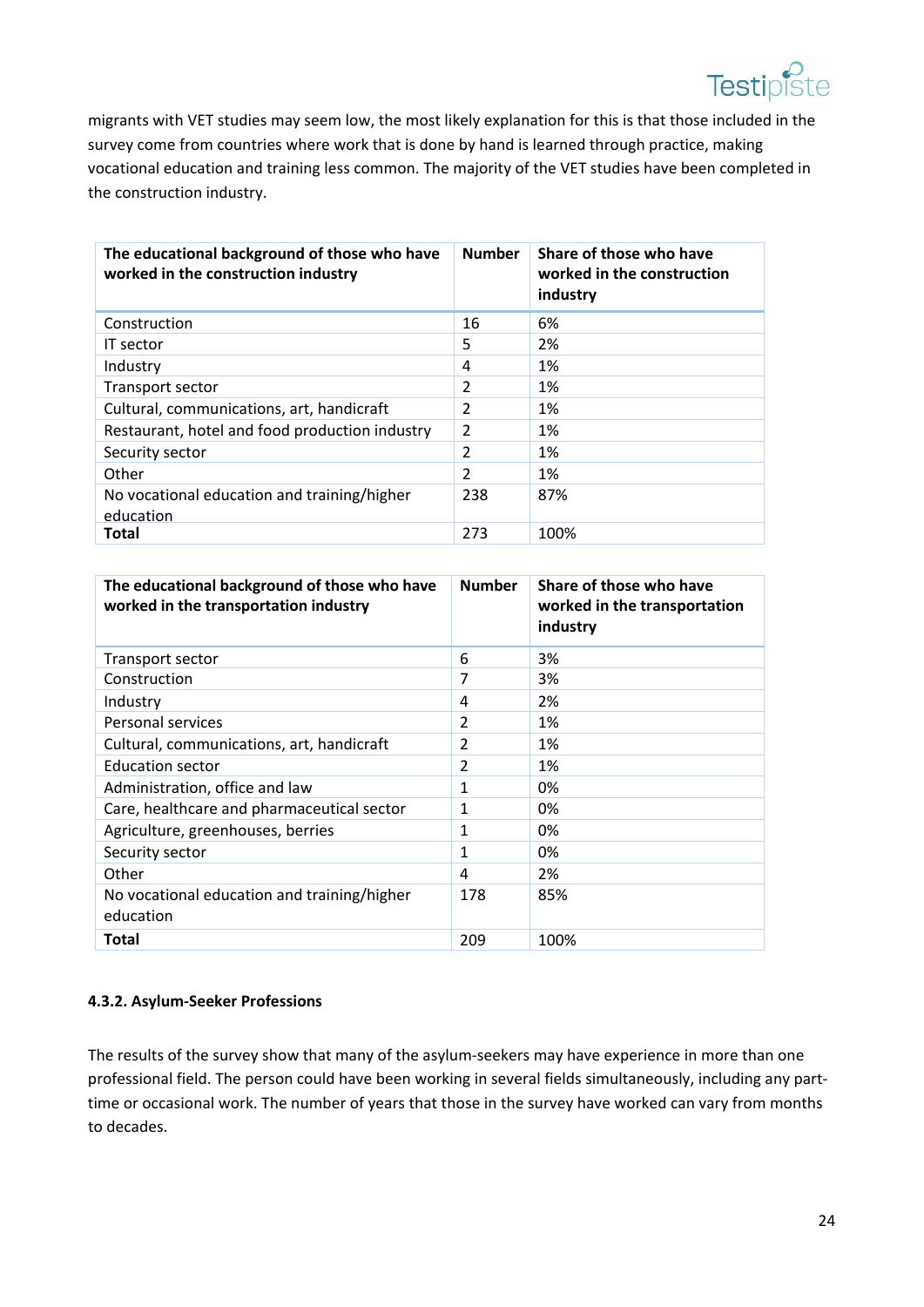migrants with VET studies may seem low, the most likely explanation for this is that those included in the survey come from countries where work that is done by hand is learned through practice, making vocational education and training less common. The majority of the VET studies have been completed in the construction industry.

| The educational background of those who have worked in the construction industry | Number | Share of those who have worked in the construction industry |
|---|---|---|
| Construction | 16 | 6% |
| IT sector | 5 | 2% |
| Industry | 4 | 1% |
| Transport sector | 2 | 1% |
| Cultural, communications, art, handicraft | 2 | 1% |
| Restaurant, hotel and food production industry | 2 | 1% |
| Security sector | 2 | 1% |
| Other | 2 | 1% |
| No vocational education and training/higher education | 238 | 87% |
| **Total** | 273 | 100% |

| The educational background of those who have worked in the transportation industry | Number | Share of those who have worked in the transportation industry |
|---|---|---|
| Transport sector | 6 | 3% |
| Construction | 7 | 3% |
| Industry | 4 | 2% |
| Personal services | 2 | 1% |
| Cultural, communications, art, handicraft | 2 | 1% |
| Education sector | 2 | 1% |
| Administration, office and law | 1 | 0% |
| Care, healthcare and pharmaceutical sector | 1 | 0% |
| Agriculture, greenhouses, berries | 1 | 0% |
| Security sector | 1 | 0% |
| Other | 4 | 2% |
| No vocational education and training/higher education | 178 | 85% |
| **Total** | 209 | 100% |

#### 4.3.2. Asylum-Seeker Professions

The results of the survey show that many of the asylum-seekers may have experience in more than one professional field. The person could have been working in several fields simultaneously, including any part-time or occasional work. The number of years that those in the survey have worked can vary from months to decades.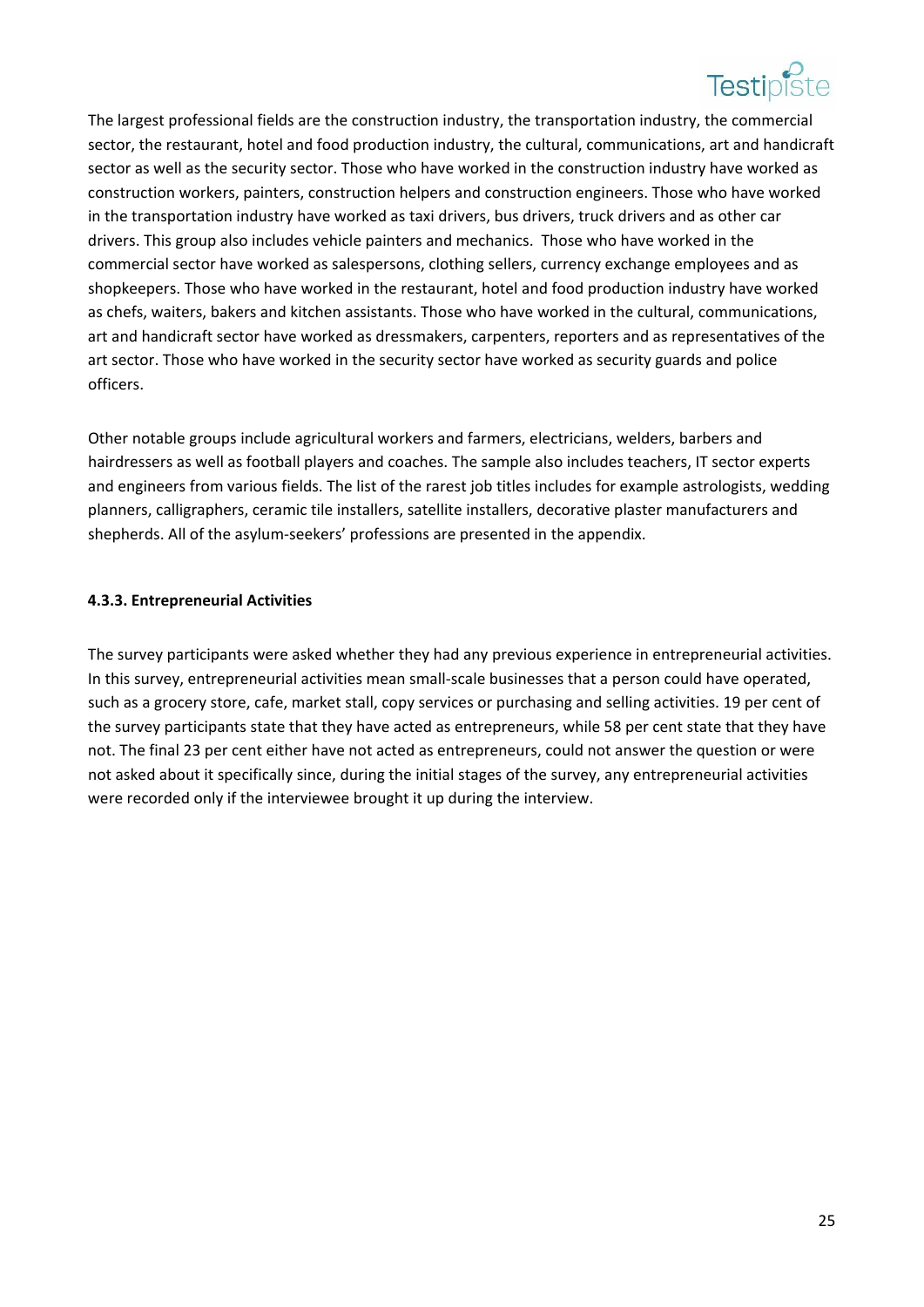The largest professional fields are the construction industry, the transportation industry, the commercial sector, the restaurant, hotel and food production industry, the cultural, communications, art and handicraft sector as well as the security sector. Those who have worked in the construction industry have worked as construction workers, painters, construction helpers and construction engineers. Those who have worked in the transportation industry have worked as taxi drivers, bus drivers, truck drivers and as other car drivers. This group also includes vehicle painters and mechanics. Those who have worked in the commercial sector have worked as salespersons, clothing sellers, currency exchange employees and as shopkeepers. Those who have worked in the restaurant, hotel and food production industry have worked as chefs, waiters, bakers and kitchen assistants. Those who have worked in the cultural, communications, art and handicraft sector have worked as dressmakers, carpenters, reporters and as representatives of the art sector. Those who have worked in the security sector have worked as security guards and police officers.

Other notable groups include agricultural workers and farmers, electricians, welders, barbers and hairdressers as well as football players and coaches. The sample also includes teachers, IT sector experts and engineers from various fields. The list of the rarest job titles includes for example astrologists, wedding planners, calligraphers, ceramic tile installers, satellite installers, decorative plaster manufacturers and shepherds. All of the asylum-seekers' professions are presented in the appendix.

#### 4.3.3. Entrepreneurial Activities

The survey participants were asked whether they had any previous experience in entrepreneurial activities. In this survey, entrepreneurial activities mean small-scale businesses that a person could have operated, such as a grocery store, cafe, market stall, copy services or purchasing and selling activities. 19 per cent of the survey participants state that they have acted as entrepreneurs, while 58 per cent state that they have not. The final 23 per cent either have not acted as entrepreneurs, could not answer the question or were not asked about it specifically since, during the initial stages of the survey, any entrepreneurial activities were recorded only if the interviewee brought it up during the interview.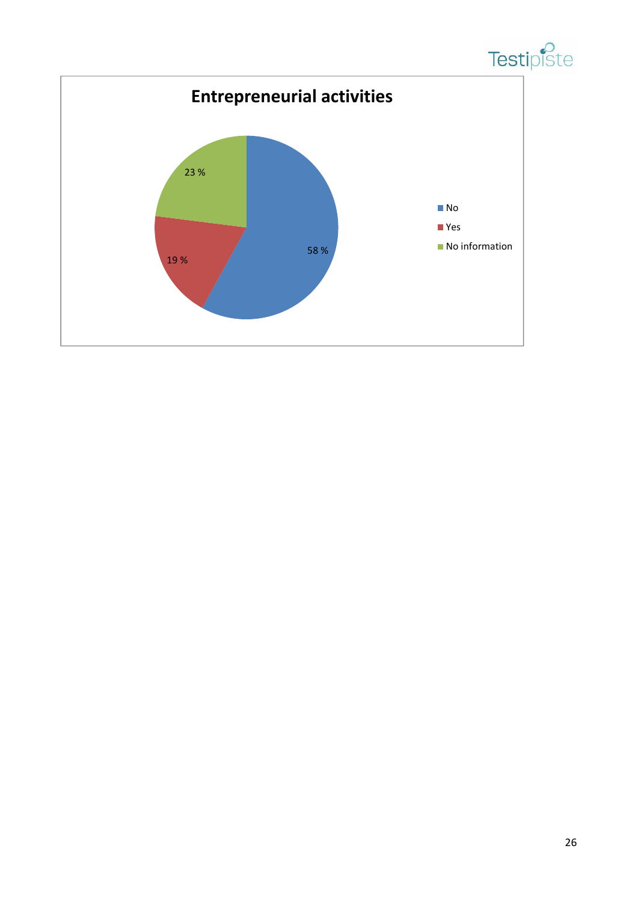**Entrepreneurial activities**

| Category | Share |
|---|---|
| No | 58 % |
| Yes | 19 % |
| No information | 23 % |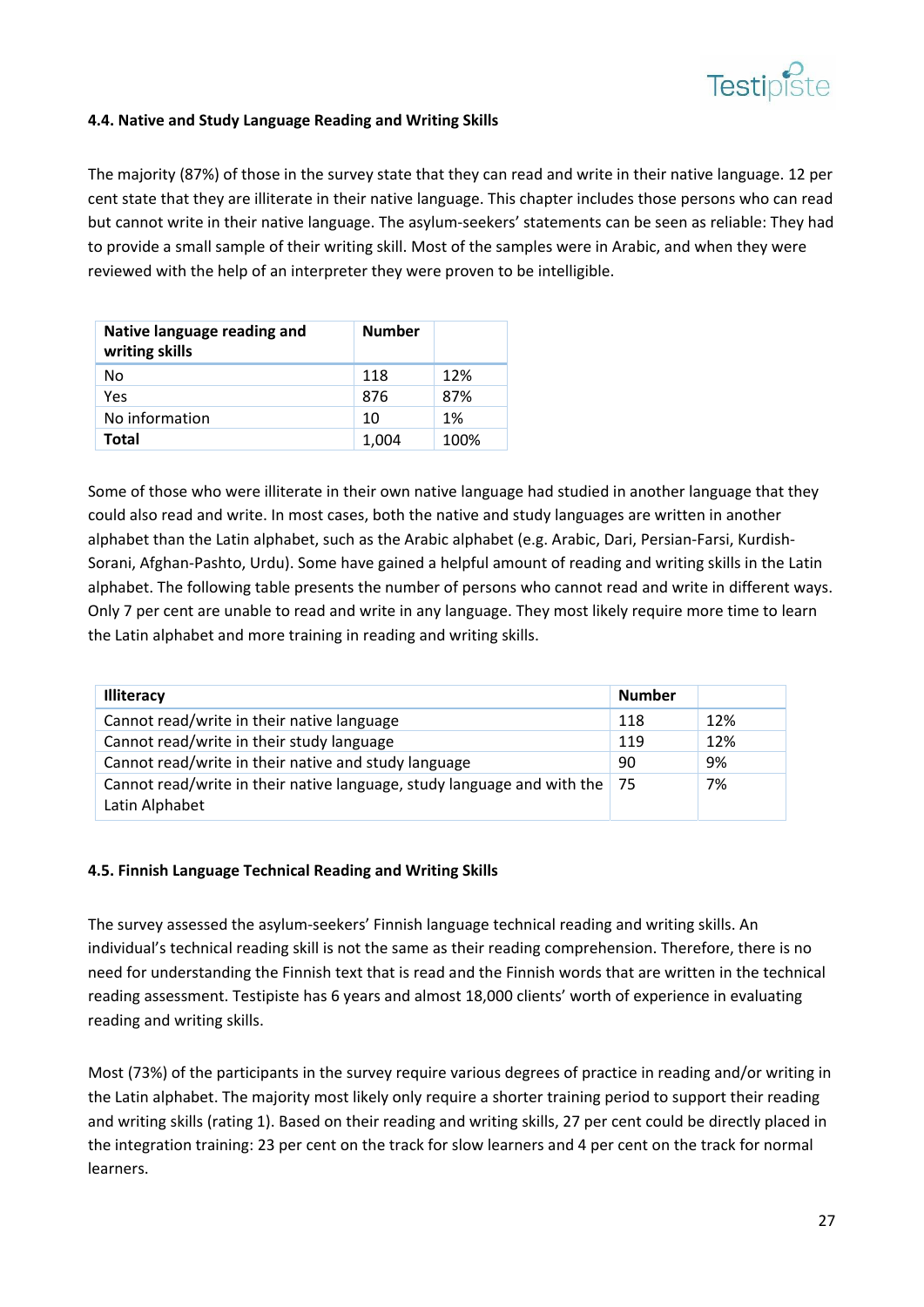#### 4.4. Native and Study Language Reading and Writing Skills

The majority (87%) of those in the survey state that they can read and write in their native language. 12 per cent state that they are illiterate in their native language. This chapter includes those persons who can read but cannot write in their native language. The asylum-seekers' statements can be seen as reliable: They had to provide a small sample of their writing skill. Most of the samples were in Arabic, and when they were reviewed with the help of an interpreter they were proven to be intelligible.

| Native language reading and writing skills | Number | |
|---|---|---|
| No | 118 | 12% |
| Yes | 876 | 87% |
| No information | 10 | 1% |
| **Total** | 1,004 | 100% |

Some of those who were illiterate in their own native language had studied in another language that they could also read and write. In most cases, both the native and study languages are written in another alphabet than the Latin alphabet, such as the Arabic alphabet (e.g. Arabic, Dari, Persian-Farsi, Kurdish-Sorani, Afghan-Pashto, Urdu). Some have gained a helpful amount of reading and writing skills in the Latin alphabet. The following table presents the number of persons who cannot read and write in different ways. Only 7 per cent are unable to read and write in any language. They most likely require more time to learn the Latin alphabet and more training in reading and writing skills.

| Illiteracy | Number | |
|---|---|---|
| Cannot read/write in their native language | 118 | 12% |
| Cannot read/write in their study language | 119 | 12% |
| Cannot read/write in their native and study language | 90 | 9% |
| Cannot read/write in their native language, study language and with the Latin Alphabet | 75 | 7% |

#### 4.5. Finnish Language Technical Reading and Writing Skills

The survey assessed the asylum-seekers' Finnish language technical reading and writing skills. An individual's technical reading skill is not the same as their reading comprehension. Therefore, there is no need for understanding the Finnish text that is read and the Finnish words that are written in the technical reading assessment. Testipiste has 6 years and almost 18,000 clients' worth of experience in evaluating reading and writing skills.

Most (73%) of the participants in the survey require various degrees of practice in reading and/or writing in the Latin alphabet. The majority most likely only require a shorter training period to support their reading and writing skills (rating 1). Based on their reading and writing skills, 27 per cent could be directly placed in the integration training: 23 per cent on the track for slow learners and 4 per cent on the track for normal learners.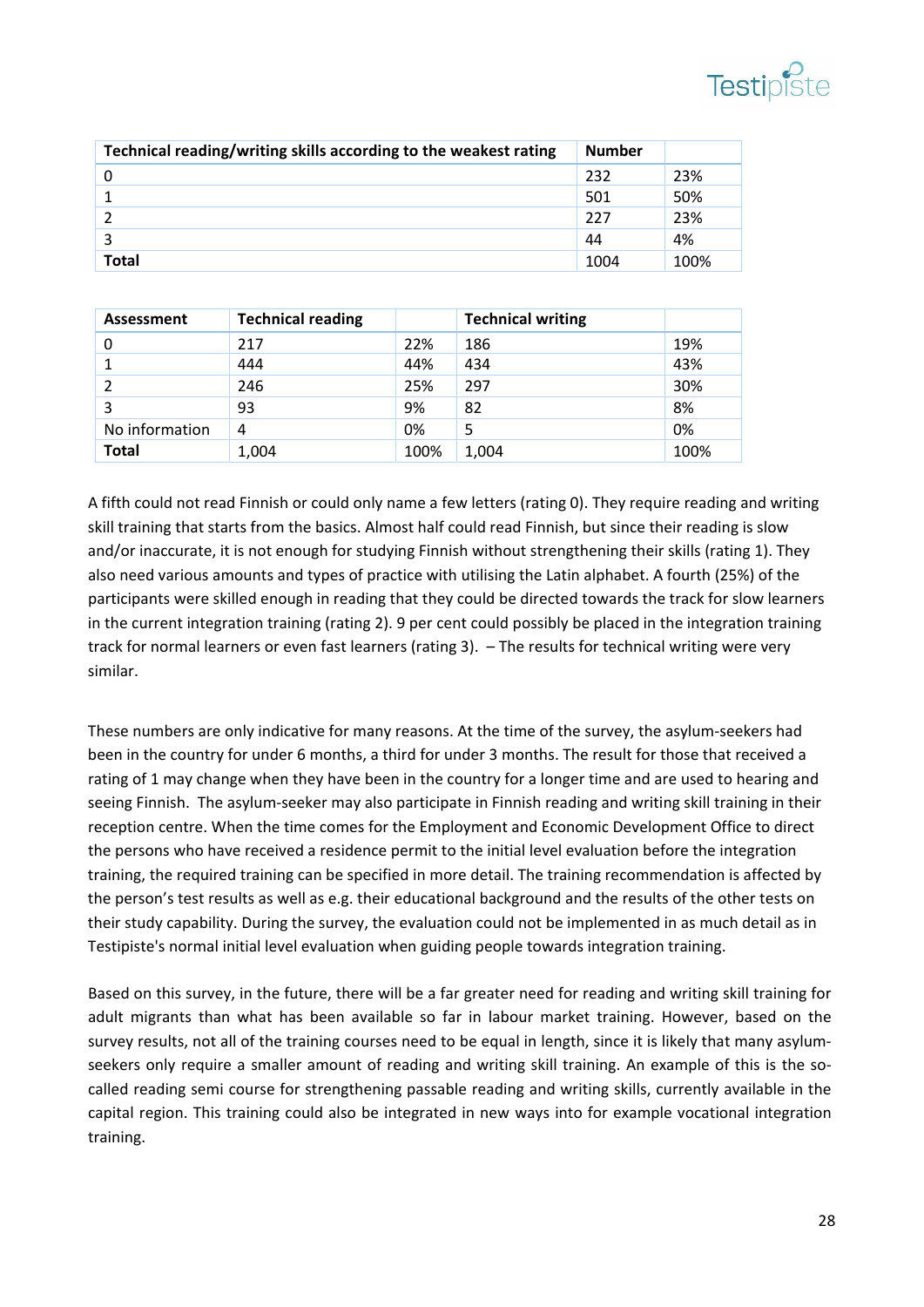| Technical reading/writing skills according to the weakest rating | Number | |
|---|---|---|
| 0 | 232 | 23% |
| 1 | 501 | 50% |
| 2 | 227 | 23% |
| 3 | 44 | 4% |
| **Total** | 1004 | 100% |

| Assessment | Technical reading | | Technical writing | |
|---|---|---|---|---|
| 0 | 217 | 22% | 186 | 19% |
| 1 | 444 | 44% | 434 | 43% |
| 2 | 246 | 25% | 297 | 30% |
| 3 | 93 | 9% | 82 | 8% |
| No information | 4 | 0% | 5 | 0% |
| **Total** | 1,004 | 100% | 1,004 | 100% |

A fifth could not read Finnish or could only name a few letters (rating 0). They require reading and writing skill training that starts from the basics. Almost half could read Finnish, but since their reading is slow and/or inaccurate, it is not enough for studying Finnish without strengthening their skills (rating 1). They also need various amounts and types of practice with utilising the Latin alphabet. A fourth (25%) of the participants were skilled enough in reading that they could be directed towards the track for slow learners in the current integration training (rating 2). 9 per cent could possibly be placed in the integration training track for normal learners or even fast learners (rating 3). – The results for technical writing were very similar.

These numbers are only indicative for many reasons. At the time of the survey, the asylum-seekers had been in the country for under 6 months, a third for under 3 months. The result for those that received a rating of 1 may change when they have been in the country for a longer time and are used to hearing and seeing Finnish. The asylum-seeker may also participate in Finnish reading and writing skill training in their reception centre. When the time comes for the Employment and Economic Development Office to direct the persons who have received a residence permit to the initial level evaluation before the integration training, the required training can be specified in more detail. The training recommendation is affected by the person's test results as well as e.g. their educational background and the results of the other tests on their study capability. During the survey, the evaluation could not be implemented in as much detail as in Testipiste's normal initial level evaluation when guiding people towards integration training.

Based on this survey, in the future, there will be a far greater need for reading and writing skill training for adult migrants than what has been available so far in labour market training. However, based on the survey results, not all of the training courses need to be equal in length, since it is likely that many asylum-seekers only require a smaller amount of reading and writing skill training. An example of this is the so-called reading semi course for strengthening passable reading and writing skills, currently available in the capital region. This training could also be integrated in new ways into for example vocational integration training.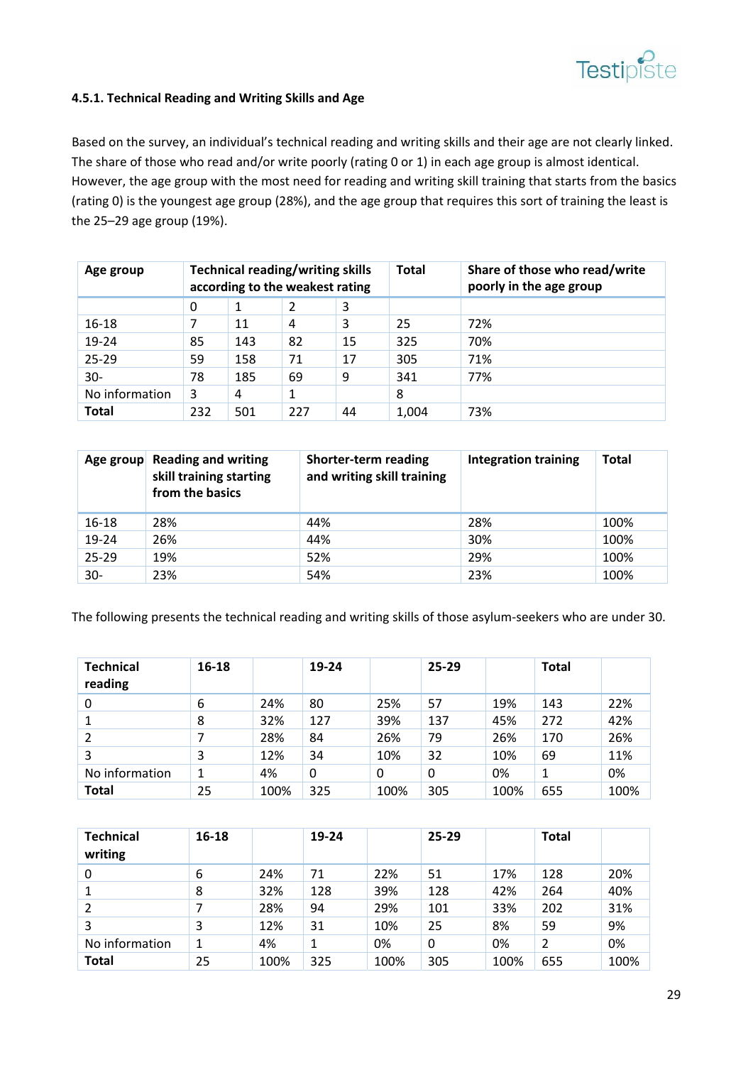#### 4.5.1. Technical Reading and Writing Skills and Age

Based on the survey, an individual's technical reading and writing skills and their age are not clearly linked. The share of those who read and/or write poorly (rating 0 or 1) in each age group is almost identical. However, the age group with the most need for reading and writing skill training that starts from the basics (rating 0) is the youngest age group (28%), and the age group that requires this sort of training the least is the 25–29 age group (19%).

| Age group | Technical reading/writing skills according to the weakest rating | | | | Total | Share of those who read/write poorly in the age group |
|---|---|---|---|---|---|---|
| | 0 | 1 | 2 | 3 | | |
| 16-18 | 7 | 11 | 4 | 3 | 25 | 72% |
| 19-24 | 85 | 143 | 82 | 15 | 325 | 70% |
| 25-29 | 59 | 158 | 71 | 17 | 305 | 71% |
| 30- | 78 | 185 | 69 | 9 | 341 | 77% |
| No information | 3 | 4 | 1 | | 8 | |
| **Total** | 232 | 501 | 227 | 44 | 1,004 | 73% |

| Age group | Reading and writing skill training starting from the basics | Shorter-term reading and writing skill training | Integration training | Total |
|---|---|---|---|---|
| 16-18 | 28% | 44% | 28% | 100% |
| 19-24 | 26% | 44% | 30% | 100% |
| 25-29 | 19% | 52% | 29% | 100% |
| 30- | 23% | 54% | 23% | 100% |

The following presents the technical reading and writing skills of those asylum-seekers who are under 30.

| Technical reading | 16-18 | | 19-24 | | 25-29 | | Total | |
|---|---|---|---|---|---|---|---|---|
| 0 | 6 | 24% | 80 | 25% | 57 | 19% | 143 | 22% |
| 1 | 8 | 32% | 127 | 39% | 137 | 45% | 272 | 42% |
| 2 | 7 | 28% | 84 | 26% | 79 | 26% | 170 | 26% |
| 3 | 3 | 12% | 34 | 10% | 32 | 10% | 69 | 11% |
| No information | 1 | 4% | 0 | 0 | 0 | 0% | 1 | 0% |
| **Total** | 25 | 100% | 325 | 100% | 305 | 100% | 655 | 100% |

| Technical writing | 16-18 | | 19-24 | | 25-29 | | Total | |
|---|---|---|---|---|---|---|---|---|
| 0 | 6 | 24% | 71 | 22% | 51 | 17% | 128 | 20% |
| 1 | 8 | 32% | 128 | 39% | 128 | 42% | 264 | 40% |
| 2 | 7 | 28% | 94 | 29% | 101 | 33% | 202 | 31% |
| 3 | 3 | 12% | 31 | 10% | 25 | 8% | 59 | 9% |
| No information | 1 | 4% | 1 | 0% | 0 | 0% | 2 | 0% |
| **Total** | 25 | 100% | 325 | 100% | 305 | 100% | 655 | 100% |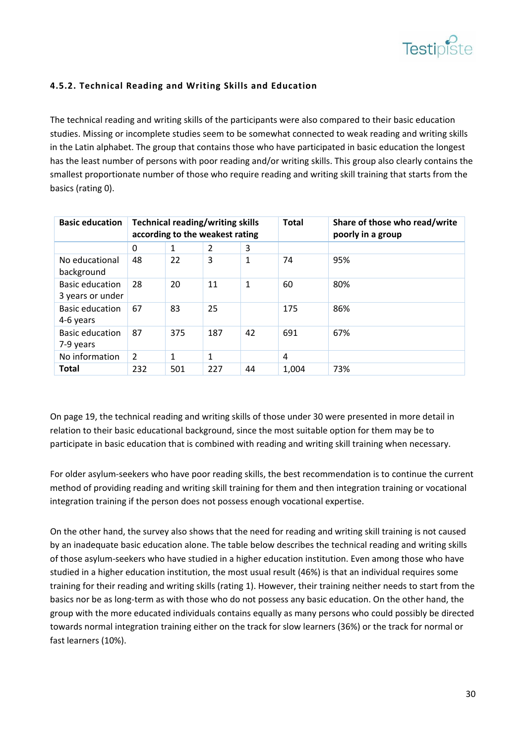#### 4.5.2. Technical Reading and Writing Skills and Education

The technical reading and writing skills of the participants were also compared to their basic education studies. Missing or incomplete studies seem to be somewhat connected to weak reading and writing skills in the Latin alphabet. The group that contains those who have participated in basic education the longest has the least number of persons with poor reading and/or writing skills. This group also clearly contains the smallest proportionate number of those who require reading and writing skill training that starts from the basics (rating 0).

| Basic education | Technical reading/writing skills according to the weakest rating | | | | Total | Share of those who read/write poorly in a group |
|---|---|---|---|---|---|---|
| | 0 | 1 | 2 | 3 | | |
| No educational background | 48 | 22 | 3 | 1 | 74 | 95% |
| Basic education 3 years or under | 28 | 20 | 11 | 1 | 60 | 80% |
| Basic education 4-6 years | 67 | 83 | 25 | | 175 | 86% |
| Basic education 7-9 years | 87 | 375 | 187 | 42 | 691 | 67% |
| No information | 2 | 1 | 1 | | 4 | |
| **Total** | 232 | 501 | 227 | 44 | 1,004 | 73% |

On page 19, the technical reading and writing skills of those under 30 were presented in more detail in relation to their basic educational background, since the most suitable option for them may be to participate in basic education that is combined with reading and writing skill training when necessary.

For older asylum-seekers who have poor reading skills, the best recommendation is to continue the current method of providing reading and writing skill training for them and then integration training or vocational integration training if the person does not possess enough vocational expertise.

On the other hand, the survey also shows that the need for reading and writing skill training is not caused by an inadequate basic education alone. The table below describes the technical reading and writing skills of those asylum-seekers who have studied in a higher education institution. Even among those who have studied in a higher education institution, the most usual result (46%) is that an individual requires some training for their reading and writing skills (rating 1). However, their training neither needs to start from the basics nor be as long-term as with those who do not possess any basic education. On the other hand, the group with the more educated individuals contains equally as many persons who could possibly be directed towards normal integration training either on the track for slow learners (36%) or the track for normal or fast learners (10%).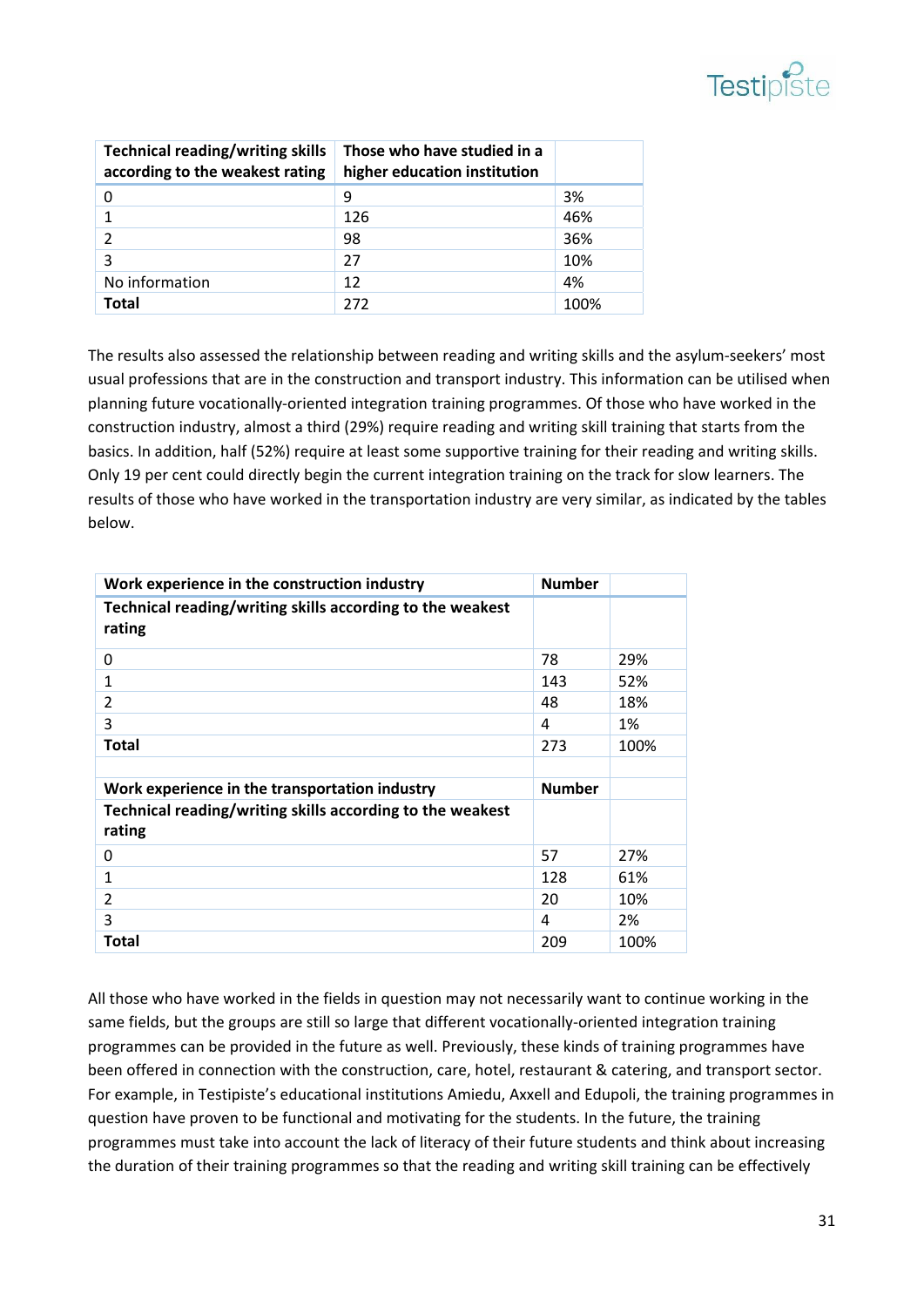| Technical reading/writing skills according to the weakest rating | Those who have studied in a higher education institution | |
|---|---|---|
| 0 | 9 | 3% |
| 1 | 126 | 46% |
| 2 | 98 | 36% |
| 3 | 27 | 10% |
| No information | 12 | 4% |
| **Total** | 272 | 100% |

The results also assessed the relationship between reading and writing skills and the asylum-seekers' most usual professions that are in the construction and transport industry. This information can be utilised when planning future vocationally-oriented integration training programmes. Of those who have worked in the construction industry, almost a third (29%) require reading and writing skill training that starts from the basics. In addition, half (52%) require at least some supportive training for their reading and writing skills. Only 19 per cent could directly begin the current integration training on the track for slow learners. The results of those who have worked in the transportation industry are very similar, as indicated by the tables below.

| Work experience in the construction industry | Number | |
|---|---|---|
| **Technical reading/writing skills according to the weakest rating** | | |
| 0 | 78 | 29% |
| 1 | 143 | 52% |
| 2 | 48 | 18% |
| 3 | 4 | 1% |
| **Total** | 273 | 100% |
| | | |
| **Work experience in the transportation industry** | **Number** | |
| **Technical reading/writing skills according to the weakest rating** | | |
| 0 | 57 | 27% |
| 1 | 128 | 61% |
| 2 | 20 | 10% |
| 3 | 4 | 2% |
| **Total** | 209 | 100% |

All those who have worked in the fields in question may not necessarily want to continue working in the same fields, but the groups are still so large that different vocationally-oriented integration training programmes can be provided in the future as well. Previously, these kinds of training programmes have been offered in connection with the construction, care, hotel, restaurant & catering, and transport sector. For example, in Testipiste's educational institutions Amiedu, Axxell and Edupoli, the training programmes in question have proven to be functional and motivating for the students. In the future, the training programmes must take into account the lack of literacy of their future students and think about increasing the duration of their training programmes so that the reading and writing skill training can be effectively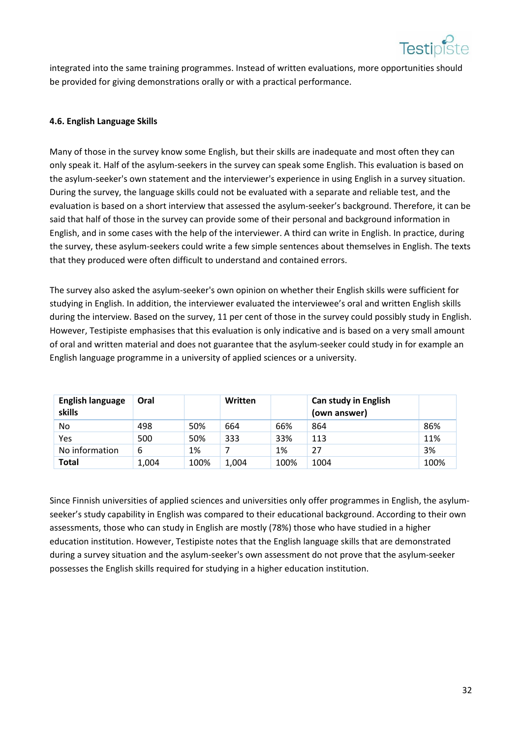integrated into the same training programmes. Instead of written evaluations, more opportunities should be provided for giving demonstrations orally or with a practical performance.

#### 4.6. English Language Skills

Many of those in the survey know some English, but their skills are inadequate and most often they can only speak it. Half of the asylum-seekers in the survey can speak some English. This evaluation is based on the asylum-seeker's own statement and the interviewer's experience in using English in a survey situation. During the survey, the language skills could not be evaluated with a separate and reliable test, and the evaluation is based on a short interview that assessed the asylum-seeker's background. Therefore, it can be said that half of those in the survey can provide some of their personal and background information in English, and in some cases with the help of the interviewer. A third can write in English. In practice, during the survey, these asylum-seekers could write a few simple sentences about themselves in English. The texts that they produced were often difficult to understand and contained errors.

The survey also asked the asylum-seeker's own opinion on whether their English skills were sufficient for studying in English. In addition, the interviewer evaluated the interviewee's oral and written English skills during the interview. Based on the survey, 11 per cent of those in the survey could possibly study in English. However, Testipiste emphasises that this evaluation is only indicative and is based on a very small amount of oral and written material and does not guarantee that the asylum-seeker could study in for example an English language programme in a university of applied sciences or a university.

| English language skills | Oral | | Written | | Can study in English (own answer) | |
|---|---|---|---|---|---|---|
| No | 498 | 50% | 664 | 66% | 864 | 86% |
| Yes | 500 | 50% | 333 | 33% | 113 | 11% |
| No information | 6 | 1% | 7 | 1% | 27 | 3% |
| **Total** | 1,004 | 100% | 1,004 | 100% | 1004 | 100% |

Since Finnish universities of applied sciences and universities only offer programmes in English, the asylum-seeker's study capability in English was compared to their educational background. According to their own assessments, those who can study in English are mostly (78%) those who have studied in a higher education institution. However, Testipiste notes that the English language skills that are demonstrated during a survey situation and the asylum-seeker's own assessment do not prove that the asylum-seeker possesses the English skills required for studying in a higher education institution.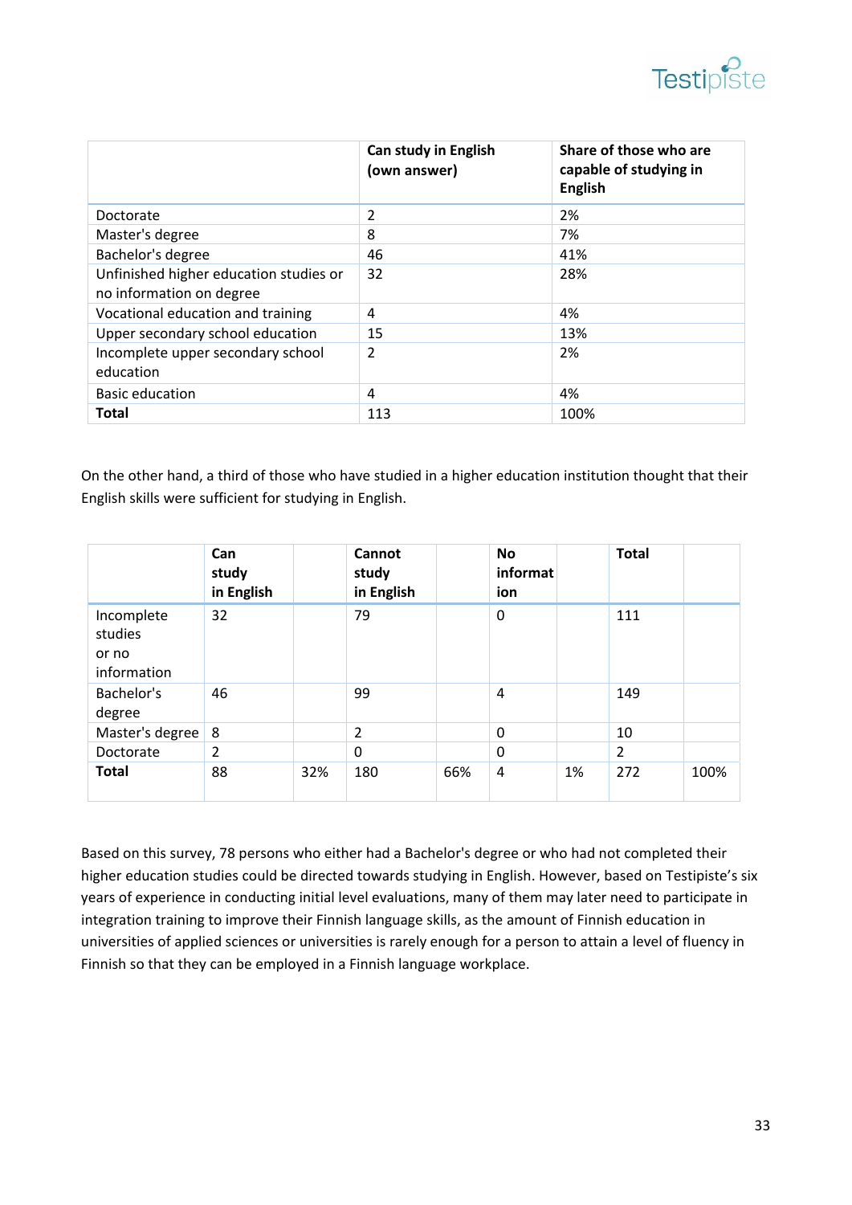| | Can study in English (own answer) | Share of those who are capable of studying in English |
|---|---|---|
| Doctorate | 2 | 2% |
| Master's degree | 8 | 7% |
| Bachelor's degree | 46 | 41% |
| Unfinished higher education studies or no information on degree | 32 | 28% |
| Vocational education and training | 4 | 4% |
| Upper secondary school education | 15 | 13% |
| Incomplete upper secondary school education | 2 | 2% |
| Basic education | 4 | 4% |
| **Total** | 113 | 100% |

On the other hand, a third of those who have studied in a higher education institution thought that their English skills were sufficient for studying in English.

| | **Can study in English** | | **Cannot study in English** | | **No information** | | **Total** | |
|---|---|---|---|---|---|---|---|---|
| Incomplete studies or no information | 32 | | 79 | | 0 | | 111 | |
| Bachelor's degree | 46 | | 99 | | 4 | | 149 | |
| Master's degree | 8 | | 2 | | 0 | | 10 | |
| Doctorate | 2 | | 0 | | 0 | | 2 | |
| **Total** | 88 | 32% | 180 | 66% | 4 | 1% | 272 | 100% |

Based on this survey, 78 persons who either had a Bachelor's degree or who had not completed their higher education studies could be directed towards studying in English. However, based on Testipiste's six years of experience in conducting initial level evaluations, many of them may later need to participate in integration training to improve their Finnish language skills, as the amount of Finnish education in universities of applied sciences or universities is rarely enough for a person to attain a level of fluency in Finnish so that they can be employed in a Finnish language workplace.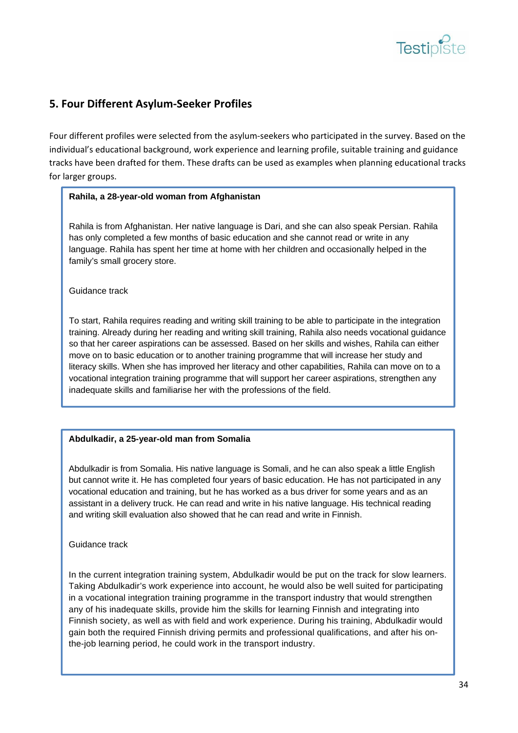## 5. Four Different Asylum-Seeker Profiles

Four different profiles were selected from the asylum-seekers who participated in the survey. Based on the individual's educational background, work experience and learning profile, suitable training and guidance tracks have been drafted for them. These drafts can be used as examples when planning educational tracks for larger groups.

**Rahila, a 28-year-old woman from Afghanistan**

Rahila is from Afghanistan. Her native language is Dari, and she can also speak Persian. Rahila has only completed a few months of basic education and she cannot read or write in any language. Rahila has spent her time at home with her children and occasionally helped in the family's small grocery store.

Guidance track

To start, Rahila requires reading and writing skill training to be able to participate in the integration training. Already during her reading and writing skill training, Rahila also needs vocational guidance so that her career aspirations can be assessed. Based on her skills and wishes, Rahila can either move on to basic education or to another training programme that will increase her study and literacy skills. When she has improved her literacy and other capabilities, Rahila can move on to a vocational integration training programme that will support her career aspirations, strengthen any inadequate skills and familiarise her with the professions of the field.

**Abdulkadir, a 25-year-old man from Somalia**

Abdulkadir is from Somalia. His native language is Somali, and he can also speak a little English but cannot write it. He has completed four years of basic education. He has not participated in any vocational education and training, but he has worked as a bus driver for some years and as an assistant in a delivery truck. He can read and write in his native language. His technical reading and writing skill evaluation also showed that he can read and write in Finnish.

Guidance track

In the current integration training system, Abdulkadir would be put on the track for slow learners. Taking Abdulkadir's work experience into account, he would also be well suited for participating in a vocational integration training programme in the transport industry that would strengthen any of his inadequate skills, provide him the skills for learning Finnish and integrating into Finnish society, as well as with field and work experience. During his training, Abdulkadir would gain both the required Finnish driving permits and professional qualifications, and after his on-the-job learning period, he could work in the transport industry.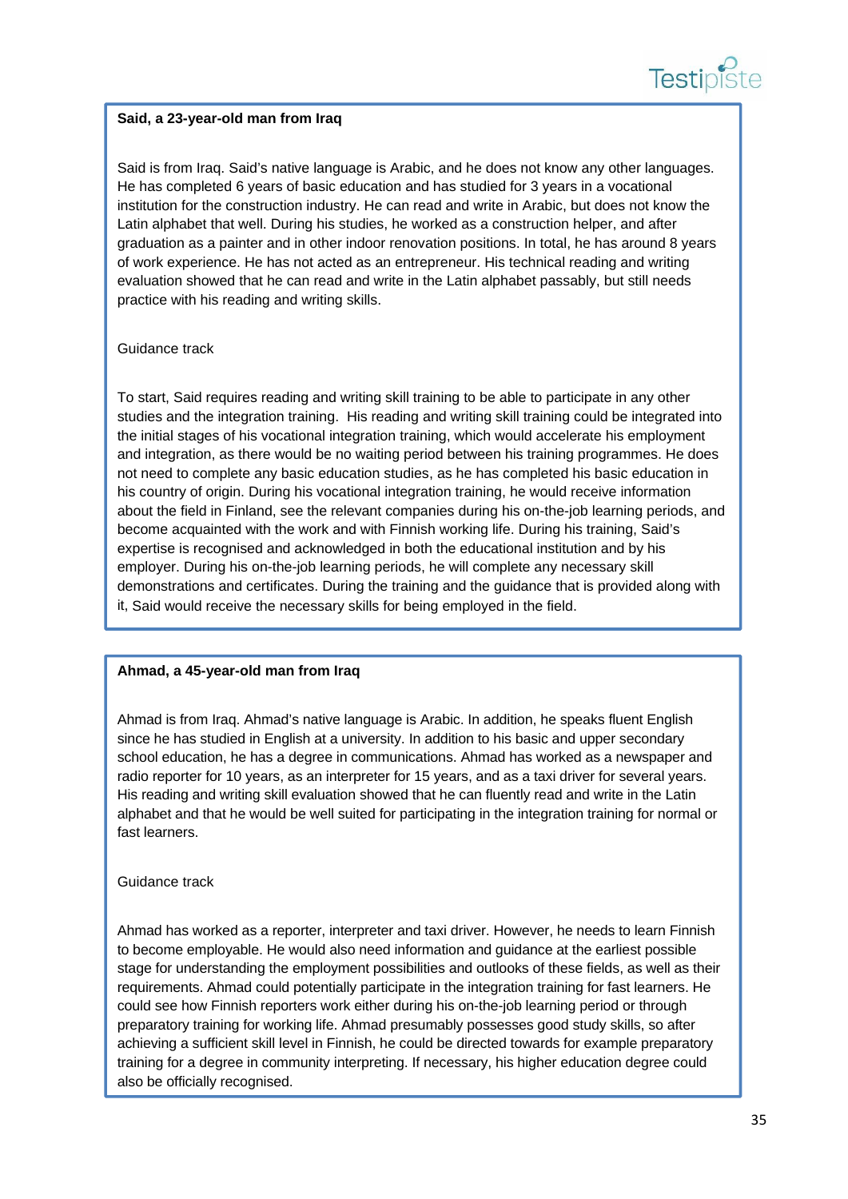**Said, a 23-year-old man from Iraq**

Said is from Iraq. Said's native language is Arabic, and he does not know any other languages. He has completed 6 years of basic education and has studied for 3 years in a vocational institution for the construction industry. He can read and write in Arabic, but does not know the Latin alphabet that well. During his studies, he worked as a construction helper, and after graduation as a painter and in other indoor renovation positions. In total, he has around 8 years of work experience. He has not acted as an entrepreneur. His technical reading and writing evaluation showed that he can read and write in the Latin alphabet passably, but still needs practice with his reading and writing skills.

Guidance track

To start, Said requires reading and writing skill training to be able to participate in any other studies and the integration training. His reading and writing skill training could be integrated into the initial stages of his vocational integration training, which would accelerate his employment and integration, as there would be no waiting period between his training programmes. He does not need to complete any basic education studies, as he has completed his basic education in his country of origin. During his vocational integration training, he would receive information about the field in Finland, see the relevant companies during his on-the-job learning periods, and become acquainted with the work and with Finnish working life. During his training, Said's expertise is recognised and acknowledged in both the educational institution and by his employer. During his on-the-job learning periods, he will complete any necessary skill demonstrations and certificates. During the training and the guidance that is provided along with it, Said would receive the necessary skills for being employed in the field.

**Ahmad, a 45-year-old man from Iraq**

Ahmad is from Iraq. Ahmad's native language is Arabic. In addition, he speaks fluent English since he has studied in English at a university. In addition to his basic and upper secondary school education, he has a degree in communications. Ahmad has worked as a newspaper and radio reporter for 10 years, as an interpreter for 15 years, and as a taxi driver for several years. His reading and writing skill evaluation showed that he can fluently read and write in the Latin alphabet and that he would be well suited for participating in the integration training for normal or fast learners.

Guidance track

Ahmad has worked as a reporter, interpreter and taxi driver. However, he needs to learn Finnish to become employable. He would also need information and guidance at the earliest possible stage for understanding the employment possibilities and outlooks of these fields, as well as their requirements. Ahmad could potentially participate in the integration training for fast learners. He could see how Finnish reporters work either during his on-the-job learning period or through preparatory training for working life. Ahmad presumably possesses good study skills, so after achieving a sufficient skill level in Finnish, he could be directed towards for example preparatory training for a degree in community interpreting. If necessary, his higher education degree could also be officially recognised.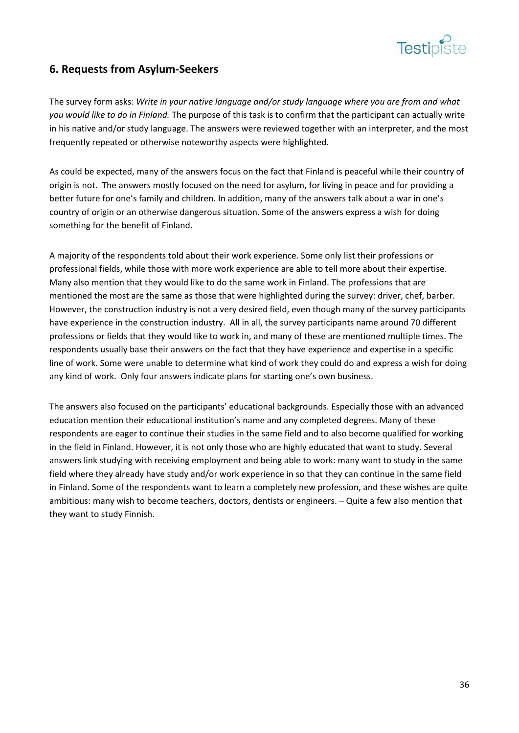## 6. Requests from Asylum-Seekers

The survey form asks: *Write in your native language and/or study language where you are from and what you would like to do in Finland.* The purpose of this task is to confirm that the participant can actually write in his native and/or study language. The answers were reviewed together with an interpreter, and the most frequently repeated or otherwise noteworthy aspects were highlighted.

As could be expected, many of the answers focus on the fact that Finland is peaceful while their country of origin is not. The answers mostly focused on the need for asylum, for living in peace and for providing a better future for one's family and children. In addition, many of the answers talk about a war in one's country of origin or an otherwise dangerous situation. Some of the answers express a wish for doing something for the benefit of Finland.

A majority of the respondents told about their work experience. Some only list their professions or professional fields, while those with more work experience are able to tell more about their expertise. Many also mention that they would like to do the same work in Finland. The professions that are mentioned the most are the same as those that were highlighted during the survey: driver, chef, barber. However, the construction industry is not a very desired field, even though many of the survey participants have experience in the construction industry. All in all, the survey participants name around 70 different professions or fields that they would like to work in, and many of these are mentioned multiple times. The respondents usually base their answers on the fact that they have experience and expertise in a specific line of work. Some were unable to determine what kind of work they could do and express a wish for doing any kind of work. Only four answers indicate plans for starting one's own business.

The answers also focused on the participants' educational backgrounds. Especially those with an advanced education mention their educational institution's name and any completed degrees. Many of these respondents are eager to continue their studies in the same field and to also become qualified for working in the field in Finland. However, it is not only those who are highly educated that want to study. Several answers link studying with receiving employment and being able to work: many want to study in the same field where they already have study and/or work experience in so that they can continue in the same field in Finland. Some of the respondents want to learn a completely new profession, and these wishes are quite ambitious: many wish to become teachers, doctors, dentists or engineers. – Quite a few also mention that they want to study Finnish.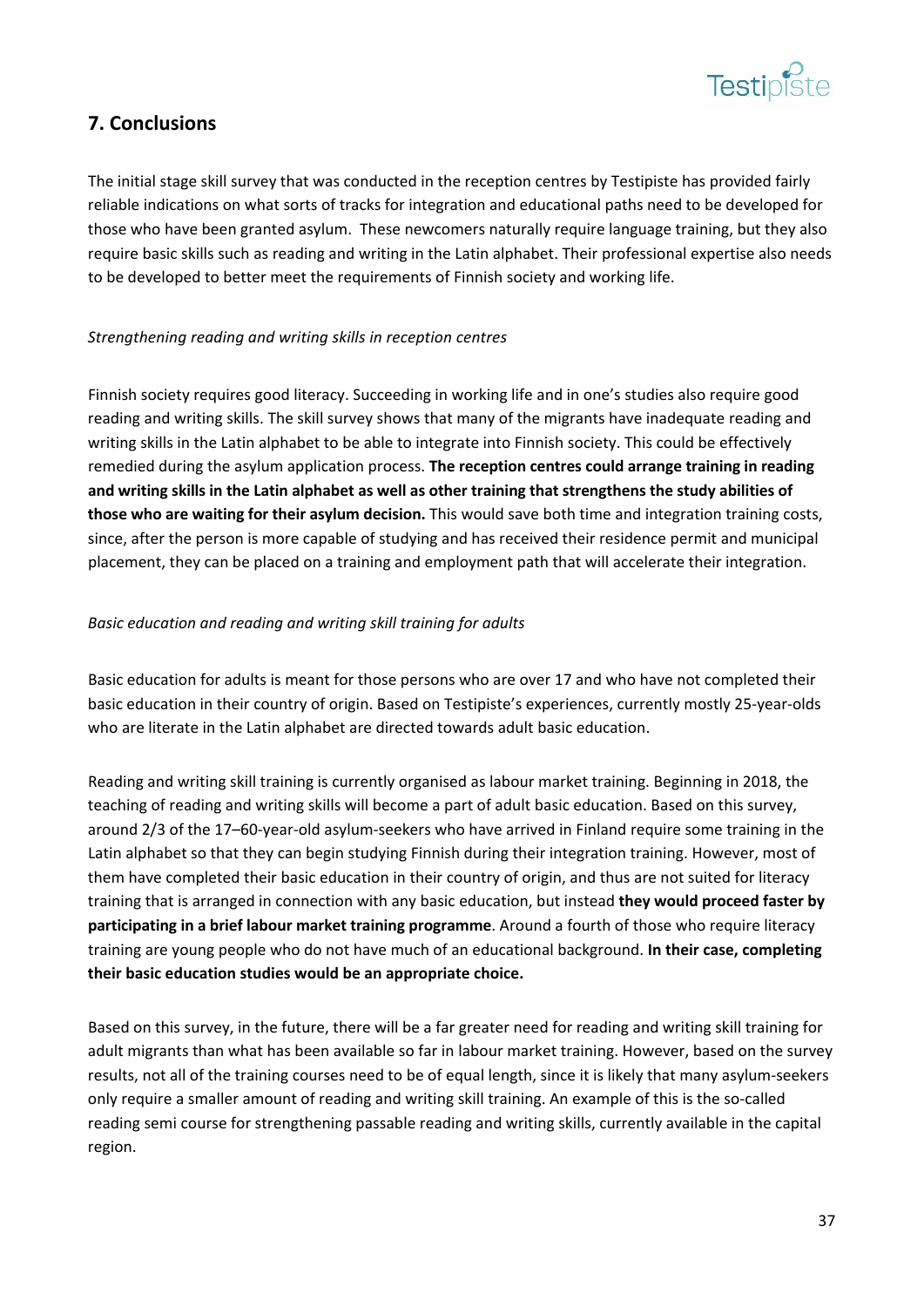## 7. Conclusions

The initial stage skill survey that was conducted in the reception centres by Testipiste has provided fairly reliable indications on what sorts of tracks for integration and educational paths need to be developed for those who have been granted asylum. These newcomers naturally require language training, but they also require basic skills such as reading and writing in the Latin alphabet. Their professional expertise also needs to be developed to better meet the requirements of Finnish society and working life.

*Strengthening reading and writing skills in reception centres*

Finnish society requires good literacy. Succeeding in working life and in one's studies also require good reading and writing skills. The skill survey shows that many of the migrants have inadequate reading and writing skills in the Latin alphabet to be able to integrate into Finnish society. This could be effectively remedied during the asylum application process. **The reception centres could arrange training in reading and writing skills in the Latin alphabet as well as other training that strengthens the study abilities of those who are waiting for their asylum decision.** This would save both time and integration training costs, since, after the person is more capable of studying and has received their residence permit and municipal placement, they can be placed on a training and employment path that will accelerate their integration.

*Basic education and reading and writing skill training for adults*

Basic education for adults is meant for those persons who are over 17 and who have not completed their basic education in their country of origin. Based on Testipiste's experiences, currently mostly 25-year-olds who are literate in the Latin alphabet are directed towards adult basic education.

Reading and writing skill training is currently organised as labour market training. Beginning in 2018, the teaching of reading and writing skills will become a part of adult basic education. Based on this survey, around 2/3 of the 17–60-year-old asylum-seekers who have arrived in Finland require some training in the Latin alphabet so that they can begin studying Finnish during their integration training. However, most of them have completed their basic education in their country of origin, and thus are not suited for literacy training that is arranged in connection with any basic education, but instead **they would proceed faster by participating in a brief labour market training programme**. Around a fourth of those who require literacy training are young people who do not have much of an educational background. **In their case, completing their basic education studies would be an appropriate choice.**

Based on this survey, in the future, there will be a far greater need for reading and writing skill training for adult migrants than what has been available so far in labour market training. However, based on the survey results, not all of the training courses need to be of equal length, since it is likely that many asylum-seekers only require a smaller amount of reading and writing skill training. An example of this is the so-called reading semi course for strengthening passable reading and writing skills, currently available in the capital region.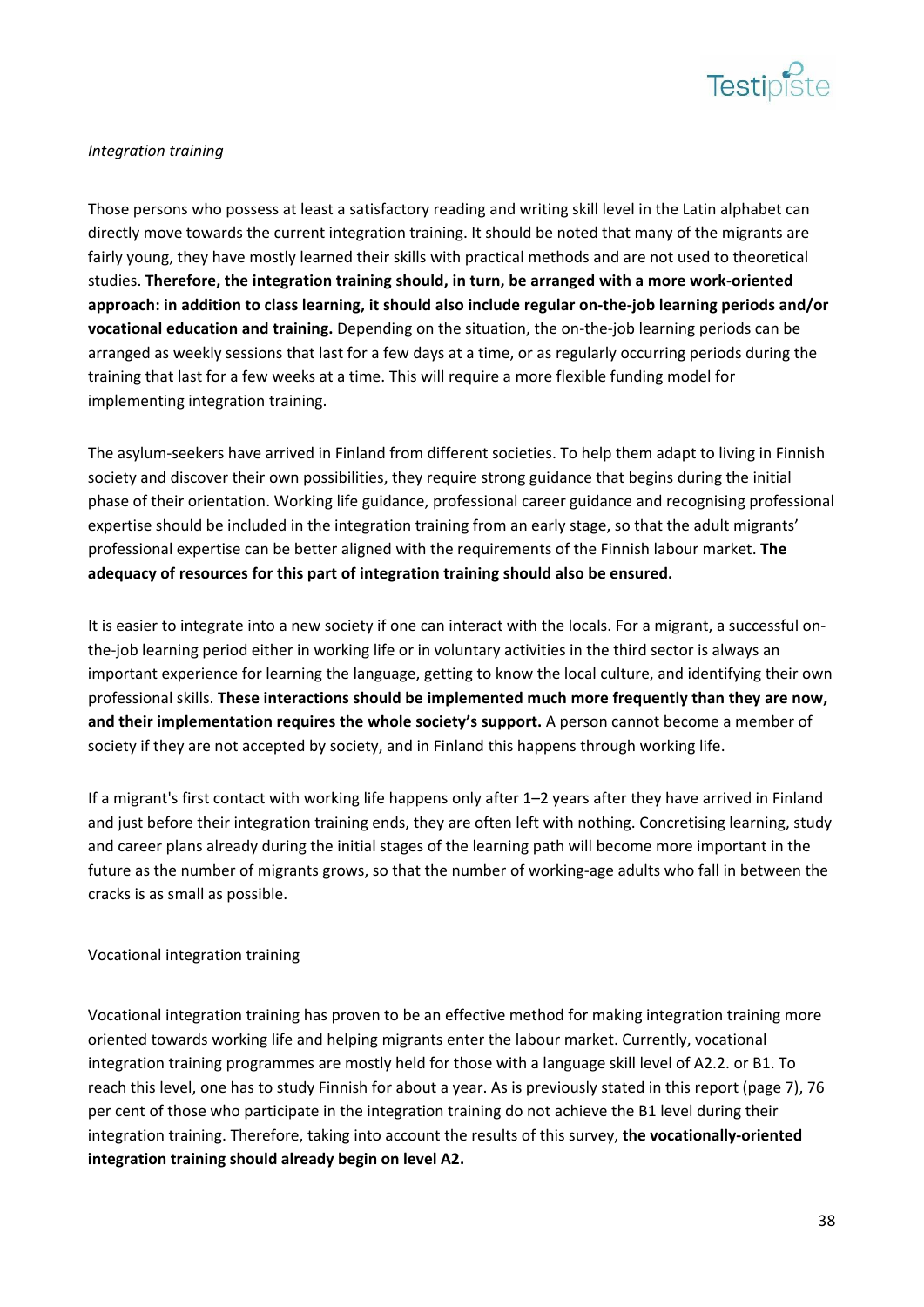*Integration training*

Those persons who possess at least a satisfactory reading and writing skill level in the Latin alphabet can directly move towards the current integration training. It should be noted that many of the migrants are fairly young, they have mostly learned their skills with practical methods and are not used to theoretical studies. **Therefore, the integration training should, in turn, be arranged with a more work-oriented approach: in addition to class learning, it should also include regular on-the-job learning periods and/or vocational education and training.** Depending on the situation, the on-the-job learning periods can be arranged as weekly sessions that last for a few days at a time, or as regularly occurring periods during the training that last for a few weeks at a time. This will require a more flexible funding model for implementing integration training.

The asylum-seekers have arrived in Finland from different societies. To help them adapt to living in Finnish society and discover their own possibilities, they require strong guidance that begins during the initial phase of their orientation. Working life guidance, professional career guidance and recognising professional expertise should be included in the integration training from an early stage, so that the adult migrants' professional expertise can be better aligned with the requirements of the Finnish labour market. **The adequacy of resources for this part of integration training should also be ensured.**

It is easier to integrate into a new society if one can interact with the locals. For a migrant, a successful on-the-job learning period either in working life or in voluntary activities in the third sector is always an important experience for learning the language, getting to know the local culture, and identifying their own professional skills. **These interactions should be implemented much more frequently than they are now, and their implementation requires the whole society's support.** A person cannot become a member of society if they are not accepted by society, and in Finland this happens through working life.

If a migrant's first contact with working life happens only after 1–2 years after they have arrived in Finland and just before their integration training ends, they are often left with nothing. Concretising learning, study and career plans already during the initial stages of the learning path will become more important in the future as the number of migrants grows, so that the number of working-age adults who fall in between the cracks is as small as possible.

Vocational integration training

Vocational integration training has proven to be an effective method for making integration training more oriented towards working life and helping migrants enter the labour market. Currently, vocational integration training programmes are mostly held for those with a language skill level of A2.2. or B1. To reach this level, one has to study Finnish for about a year. As is previously stated in this report (page 7), 76 per cent of those who participate in the integration training do not achieve the B1 level during their integration training. Therefore, taking into account the results of this survey, **the vocationally-oriented integration training should already begin on level A2.**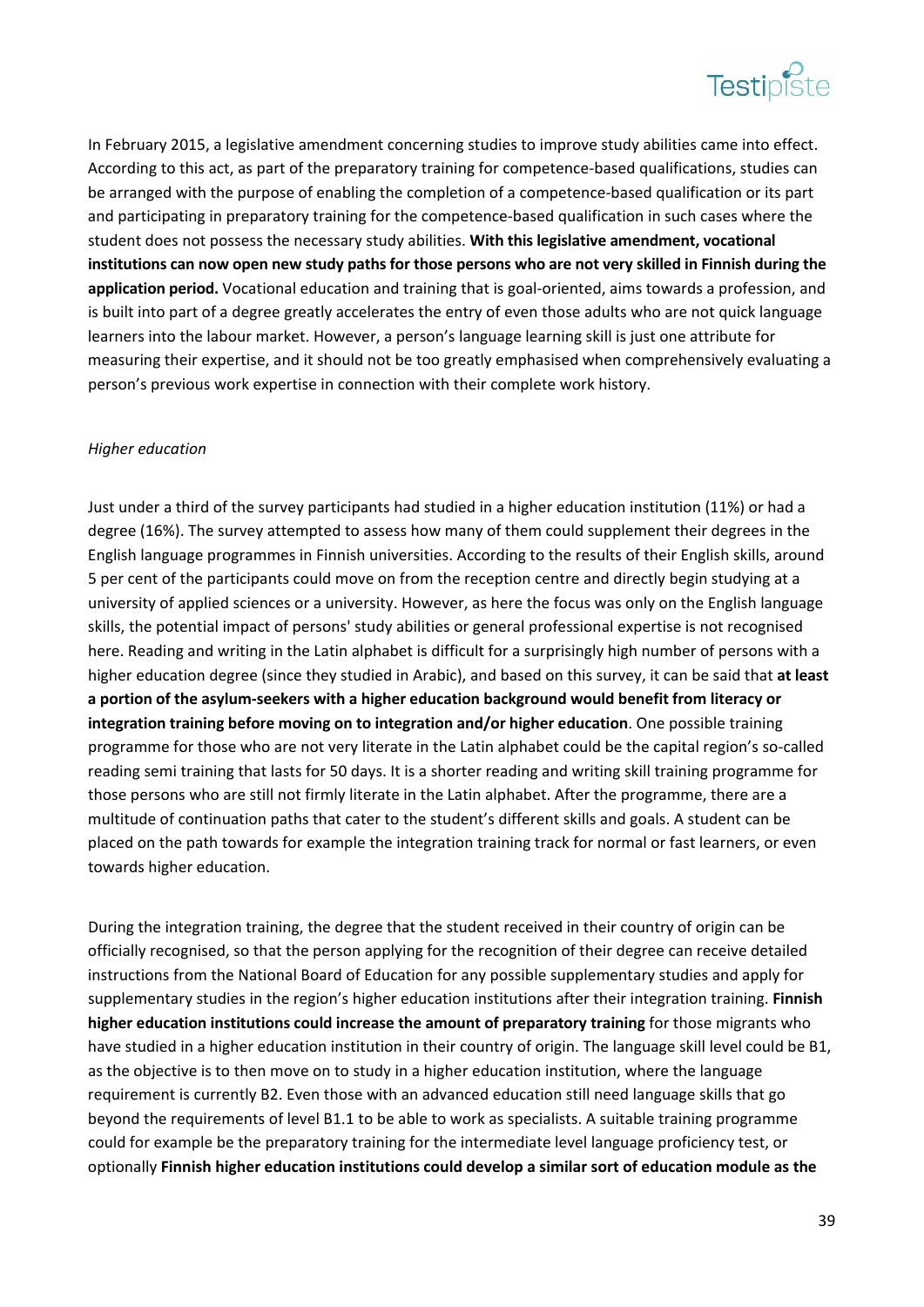In February 2015, a legislative amendment concerning studies to improve study abilities came into effect. According to this act, as part of the preparatory training for competence-based qualifications, studies can be arranged with the purpose of enabling the completion of a competence-based qualification or its part and participating in preparatory training for the competence-based qualification in such cases where the student does not possess the necessary study abilities. **With this legislative amendment, vocational institutions can now open new study paths for those persons who are not very skilled in Finnish during the application period.** Vocational education and training that is goal-oriented, aims towards a profession, and is built into part of a degree greatly accelerates the entry of even those adults who are not quick language learners into the labour market. However, a person's language learning skill is just one attribute for measuring their expertise, and it should not be too greatly emphasised when comprehensively evaluating a person's previous work expertise in connection with their complete work history.

*Higher education*

Just under a third of the survey participants had studied in a higher education institution (11%) or had a degree (16%). The survey attempted to assess how many of them could supplement their degrees in the English language programmes in Finnish universities. According to the results of their English skills, around 5 per cent of the participants could move on from the reception centre and directly begin studying at a university of applied sciences or a university. However, as here the focus was only on the English language skills, the potential impact of persons' study abilities or general professional expertise is not recognised here. Reading and writing in the Latin alphabet is difficult for a surprisingly high number of persons with a higher education degree (since they studied in Arabic), and based on this survey, it can be said that **at least a portion of the asylum-seekers with a higher education background would benefit from literacy or integration training before moving on to integration and/or higher education**. One possible training programme for those who are not very literate in the Latin alphabet could be the capital region's so-called reading semi training that lasts for 50 days. It is a shorter reading and writing skill training programme for those persons who are still not firmly literate in the Latin alphabet. After the programme, there are a multitude of continuation paths that cater to the student's different skills and goals. A student can be placed on the path towards for example the integration training track for normal or fast learners, or even towards higher education.

During the integration training, the degree that the student received in their country of origin can be officially recognised, so that the person applying for the recognition of their degree can receive detailed instructions from the National Board of Education for any possible supplementary studies and apply for supplementary studies in the region's higher education institutions after their integration training. **Finnish higher education institutions could increase the amount of preparatory training** for those migrants who have studied in a higher education institution in their country of origin. The language skill level could be B1, as the objective is to then move on to study in a higher education institution, where the language requirement is currently B2. Even those with an advanced education still need language skills that go beyond the requirements of level B1.1 to be able to work as specialists. A suitable training programme could for example be the preparatory training for the intermediate level language proficiency test, or optionally **Finnish higher education institutions could develop a similar sort of education module as the**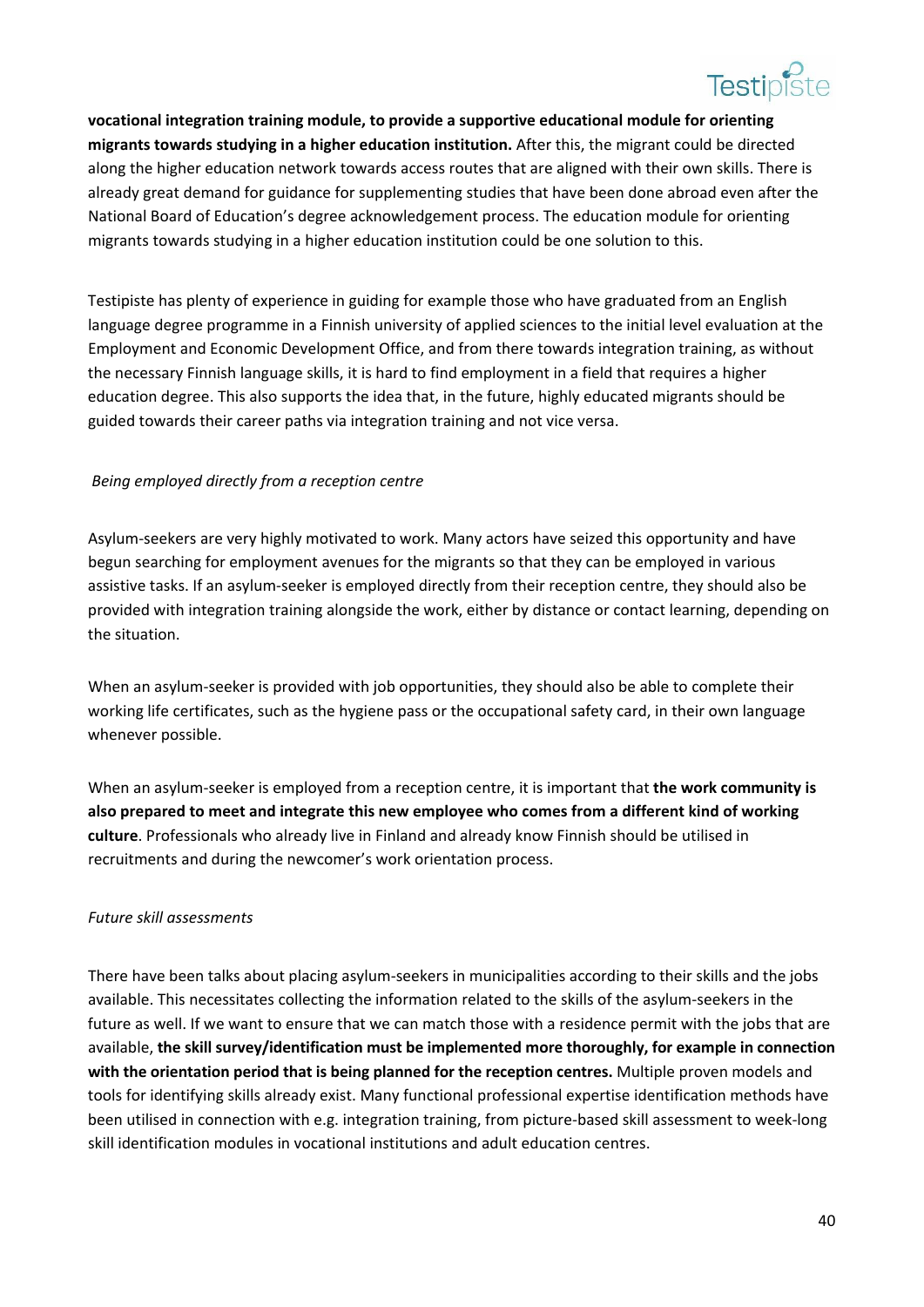**vocational integration training module, to provide a supportive educational module for orienting migrants towards studying in a higher education institution.** After this, the migrant could be directed along the higher education network towards access routes that are aligned with their own skills. There is already great demand for guidance for supplementing studies that have been done abroad even after the National Board of Education's degree acknowledgement process. The education module for orienting migrants towards studying in a higher education institution could be one solution to this.

Testipiste has plenty of experience in guiding for example those who have graduated from an English language degree programme in a Finnish university of applied sciences to the initial level evaluation at the Employment and Economic Development Office, and from there towards integration training, as without the necessary Finnish language skills, it is hard to find employment in a field that requires a higher education degree. This also supports the idea that, in the future, highly educated migrants should be guided towards their career paths via integration training and not vice versa.

*Being employed directly from a reception centre*

Asylum-seekers are very highly motivated to work. Many actors have seized this opportunity and have begun searching for employment avenues for the migrants so that they can be employed in various assistive tasks. If an asylum-seeker is employed directly from their reception centre, they should also be provided with integration training alongside the work, either by distance or contact learning, depending on the situation.

When an asylum-seeker is provided with job opportunities, they should also be able to complete their working life certificates, such as the hygiene pass or the occupational safety card, in their own language whenever possible.

When an asylum-seeker is employed from a reception centre, it is important that **the work community is also prepared to meet and integrate this new employee who comes from a different kind of working culture**. Professionals who already live in Finland and already know Finnish should be utilised in recruitments and during the newcomer's work orientation process.

*Future skill assessments*

There have been talks about placing asylum-seekers in municipalities according to their skills and the jobs available. This necessitates collecting the information related to the skills of the asylum-seekers in the future as well. If we want to ensure that we can match those with a residence permit with the jobs that are available, **the skill survey/identification must be implemented more thoroughly, for example in connection with the orientation period that is being planned for the reception centres.** Multiple proven models and tools for identifying skills already exist. Many functional professional expertise identification methods have been utilised in connection with e.g. integration training, from picture-based skill assessment to week-long skill identification modules in vocational institutions and adult education centres.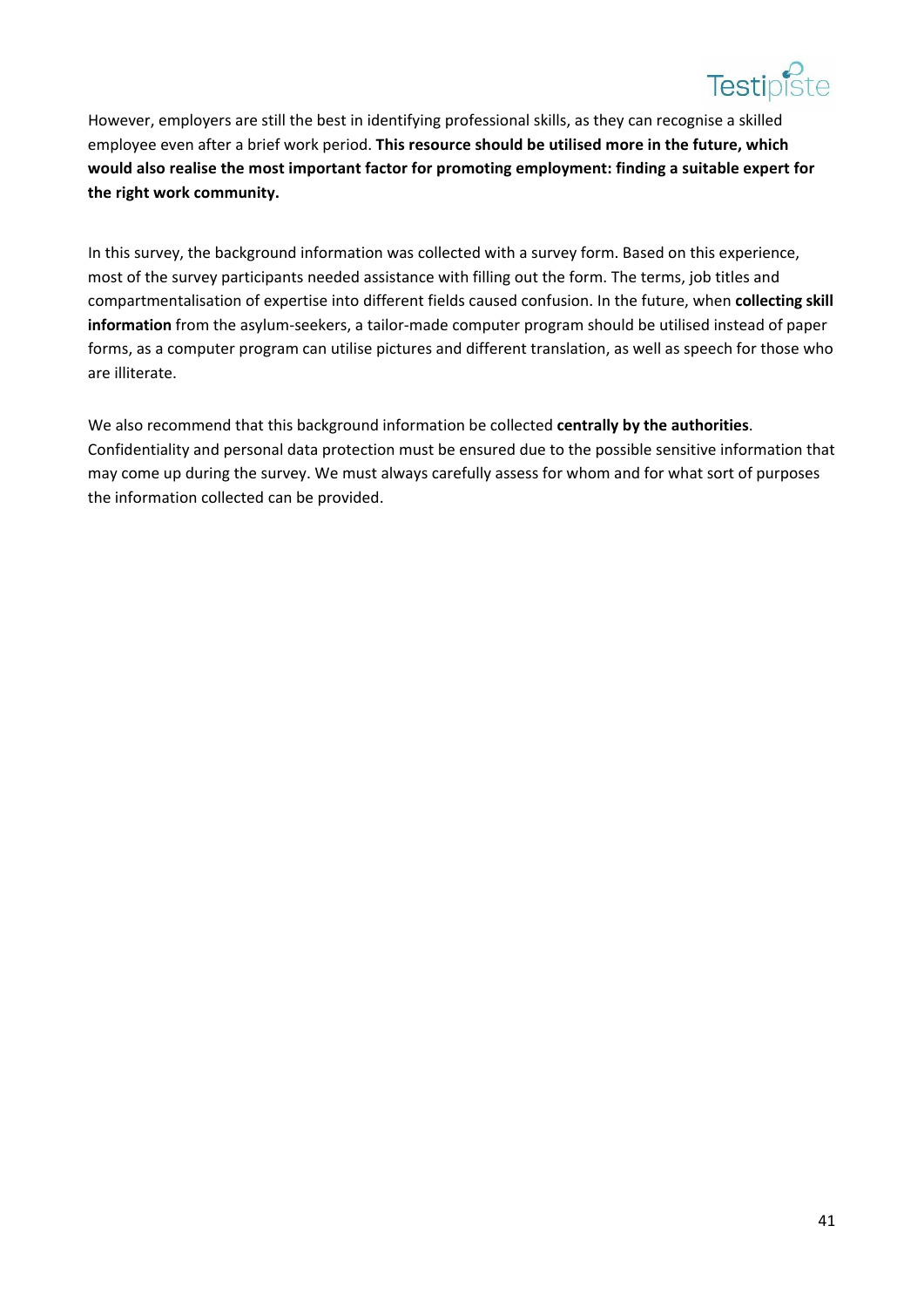However, employers are still the best in identifying professional skills, as they can recognise a skilled employee even after a brief work period. **This resource should be utilised more in the future, which would also realise the most important factor for promoting employment: finding a suitable expert for the right work community.**

In this survey, the background information was collected with a survey form. Based on this experience, most of the survey participants needed assistance with filling out the form. The terms, job titles and compartmentalisation of expertise into different fields caused confusion. In the future, when **collecting skill information** from the asylum-seekers, a tailor-made computer program should be utilised instead of paper forms, as a computer program can utilise pictures and different translation, as well as speech for those who are illiterate.

We also recommend that this background information be collected **centrally by the authorities**. Confidentiality and personal data protection must be ensured due to the possible sensitive information that may come up during the survey. We must always carefully assess for whom and for what sort of purposes the information collected can be provided.